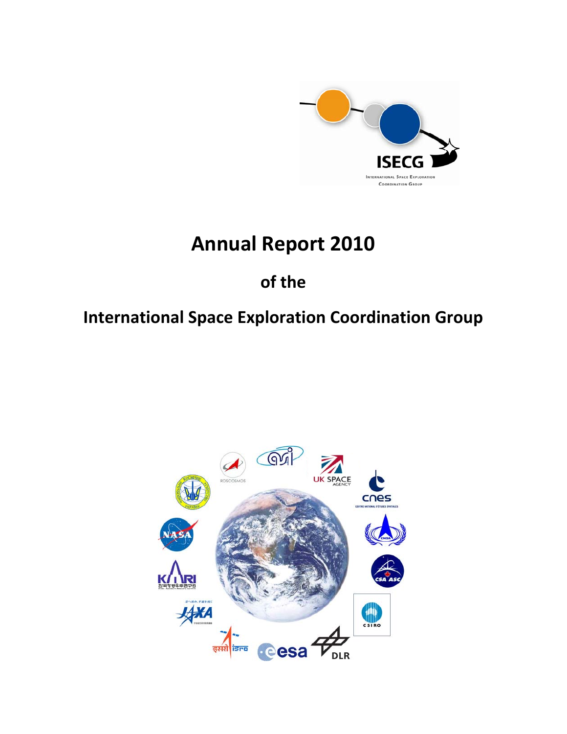# Annual Report 2010

## of the

## International Space Exploration Coordination Group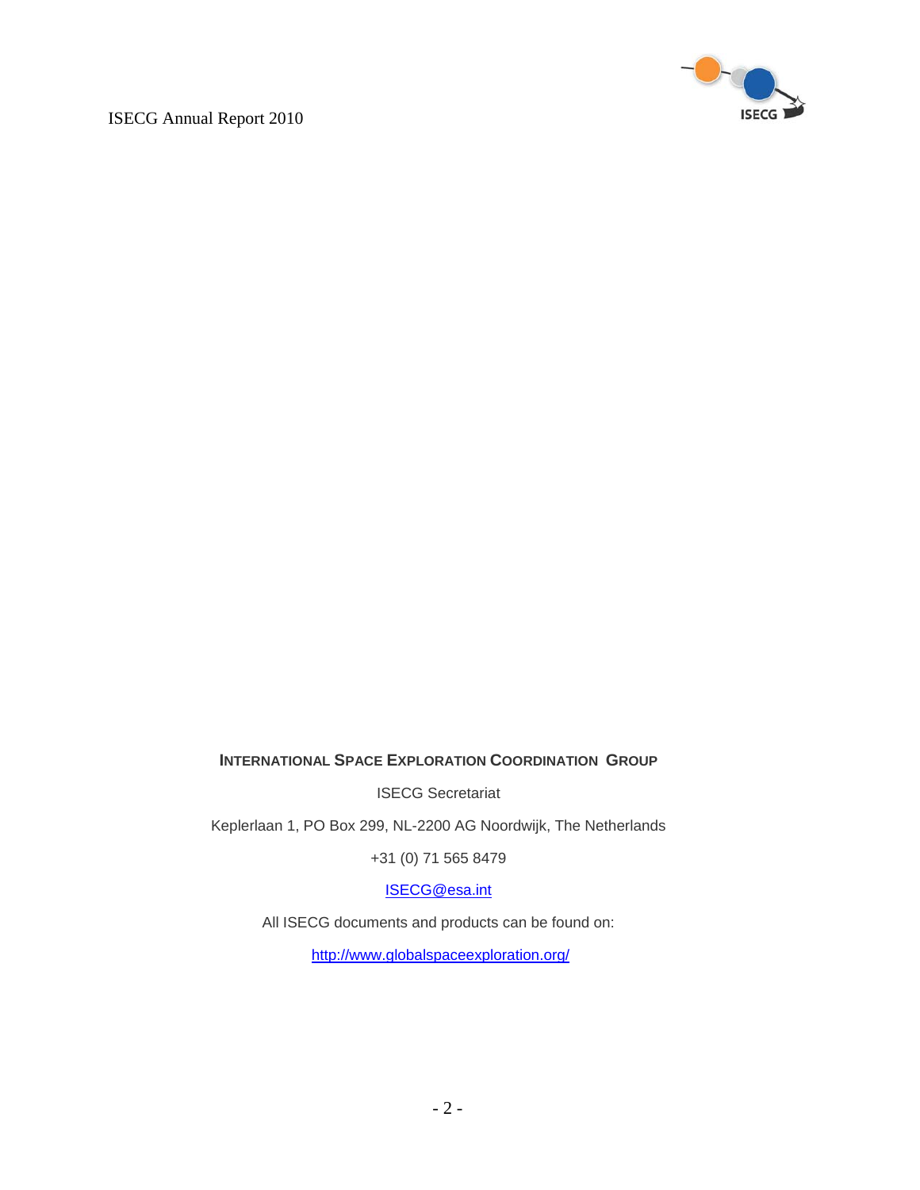**INTERNATIONAL SPACE EXPLORATION COORDINATION GROUP**

ISECG Secretariat

Keplerlaan 1, PO Box 299, NL-2200 AG Noordwijk, The Netherlands

+31 (0) 71 565 8479

ISECG@esa.int

All ISECG documents and products can be found on:

http://www.globalspaceexploration.org/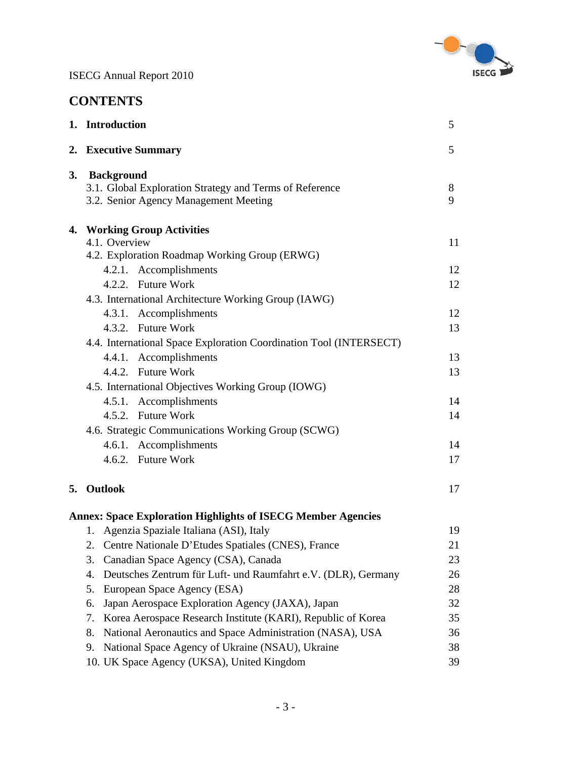# CONTENTS

| | |
|---|---|
| **1. Introduction** | 5 |
| **2. Executive Summary** | 5 |
| **3. Background** | |
| 3.1. Global Exploration Strategy and Terms of Reference | 8 |
| 3.2. Senior Agency Management Meeting | 9 |
| **4. Working Group Activities** | |
| 4.1. Overview | 11 |
| 4.2. Exploration Roadmap Working Group (ERWG) | |
| 4.2.1. Accomplishments | 12 |
| 4.2.2. Future Work | 12 |
| 4.3. International Architecture Working Group (IAWG) | |
| 4.3.1. Accomplishments | 12 |
| 4.3.2. Future Work | 13 |
| 4.4. International Space Exploration Coordination Tool (INTERSECT) | |
| 4.4.1. Accomplishments | 13 |
| 4.4.2. Future Work | 13 |
| 4.5. International Objectives Working Group (IOWG) | |
| 4.5.1. Accomplishments | 14 |
| 4.5.2. Future Work | 14 |
| 4.6. Strategic Communications Working Group (SCWG) | |
| 4.6.1. Accomplishments | 14 |
| 4.6.2. Future Work | 17 |
| **5. Outlook** | 17 |
| **Annex: Space Exploration Highlights of ISECG Member Agencies** | |
| 1. Agenzia Spaziale Italiana (ASI), Italy | 19 |
| 2. Centre Nationale D'Etudes Spatiales (CNES), France | 21 |
| 3. Canadian Space Agency (CSA), Canada | 23 |
| 4. Deutsches Zentrum für Luft- und Raumfahrt e.V. (DLR), Germany | 26 |
| 5. European Space Agency (ESA) | 28 |
| 6. Japan Aerospace Exploration Agency (JAXA), Japan | 32 |
| 7. Korea Aerospace Research Institute (KARI), Republic of Korea | 35 |
| 8. National Aeronautics and Space Administration (NASA), USA | 36 |
| 9. National Space Agency of Ukraine (NSAU), Ukraine | 38 |
| 10. UK Space Agency (UKSA), United Kingdom | 39 |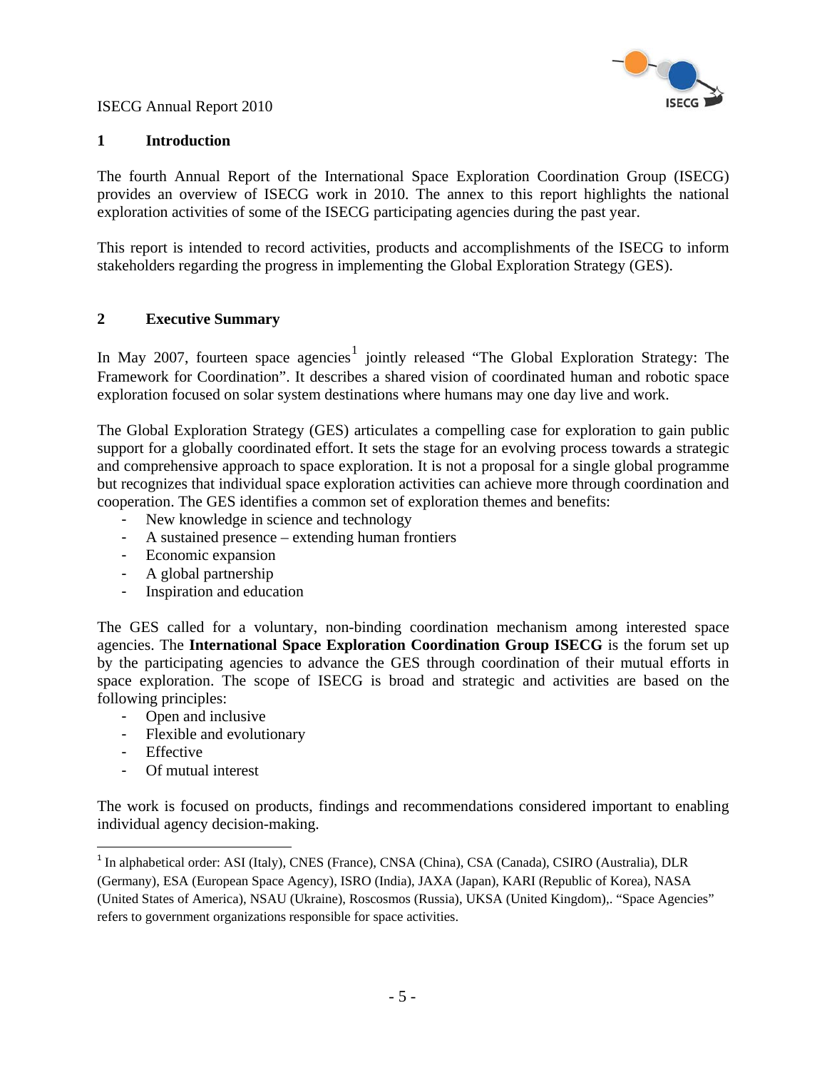## 1 Introduction

The fourth Annual Report of the International Space Exploration Coordination Group (ISECG) provides an overview of ISECG work in 2010. The annex to this report highlights the national exploration activities of some of the ISECG participating agencies during the past year.

This report is intended to record activities, products and accomplishments of the ISECG to inform stakeholders regarding the progress in implementing the Global Exploration Strategy (GES).

## 2 Executive Summary

In May 2007, fourteen space agencies[1] jointly released "The Global Exploration Strategy: The Framework for Coordination". It describes a shared vision of coordinated human and robotic space exploration focused on solar system destinations where humans may one day live and work.

The Global Exploration Strategy (GES) articulates a compelling case for exploration to gain public support for a globally coordinated effort. It sets the stage for an evolving process towards a strategic and comprehensive approach to space exploration. It is not a proposal for a single global programme but recognizes that individual space exploration activities can achieve more through coordination and cooperation. The GES identifies a common set of exploration themes and benefits:

- New knowledge in science and technology
- A sustained presence – extending human frontiers
- Economic expansion
- A global partnership
- Inspiration and education

The GES called for a voluntary, non-binding coordination mechanism among interested space agencies. The **International Space Exploration Coordination Group ISECG** is the forum set up by the participating agencies to advance the GES through coordination of their mutual efforts in space exploration. The scope of ISECG is broad and strategic and activities are based on the following principles:

- Open and inclusive
- Flexible and evolutionary
- Effective
- Of mutual interest

The work is focused on products, findings and recommendations considered important to enabling individual agency decision-making.

---

[1] In alphabetical order: ASI (Italy), CNES (France), CNSA (China), CSA (Canada), CSIRO (Australia), DLR (Germany), ESA (European Space Agency), ISRO (India), JAXA (Japan), KARI (Republic of Korea), NASA (United States of America), NSAU (Ukraine), Roscosmos (Russia), UKSA (United Kingdom),. "Space Agencies" refers to government organizations responsible for space activities.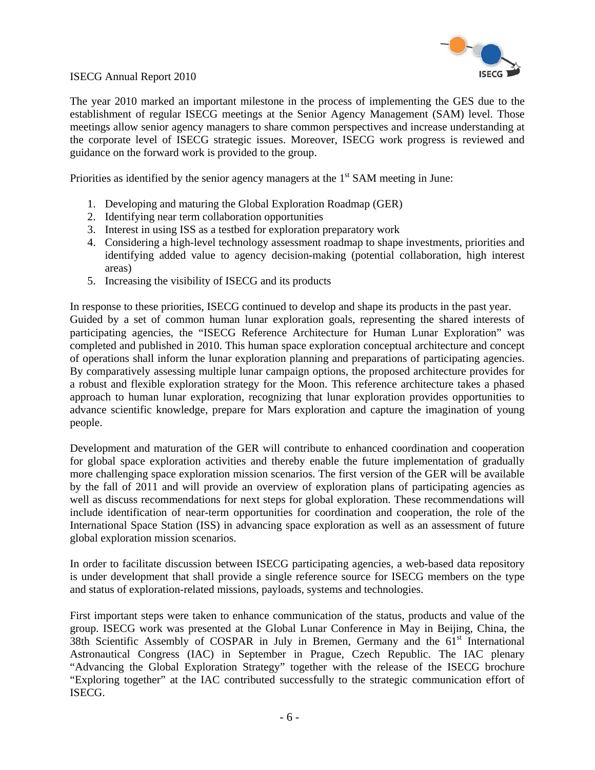The year 2010 marked an important milestone in the process of implementing the GES due to the establishment of regular ISECG meetings at the Senior Agency Management (SAM) level. Those meetings allow senior agency managers to share common perspectives and increase understanding at the corporate level of ISECG strategic issues. Moreover, ISECG work progress is reviewed and guidance on the forward work is provided to the group.

Priorities as identified by the senior agency managers at the 1st SAM meeting in June:

1. Developing and maturing the Global Exploration Roadmap (GER)
2. Identifying near term collaboration opportunities
3. Interest in using ISS as a testbed for exploration preparatory work
4. Considering a high-level technology assessment roadmap to shape investments, priorities and identifying added value to agency decision-making (potential collaboration, high interest areas)
5. Increasing the visibility of ISECG and its products

In response to these priorities, ISECG continued to develop and shape its products in the past year. Guided by a set of common human lunar exploration goals, representing the shared interests of participating agencies, the "ISECG Reference Architecture for Human Lunar Exploration" was completed and published in 2010. This human space exploration conceptual architecture and concept of operations shall inform the lunar exploration planning and preparations of participating agencies. By comparatively assessing multiple lunar campaign options, the proposed architecture provides for a robust and flexible exploration strategy for the Moon. This reference architecture takes a phased approach to human lunar exploration, recognizing that lunar exploration provides opportunities to advance scientific knowledge, prepare for Mars exploration and capture the imagination of young people.

Development and maturation of the GER will contribute to enhanced coordination and cooperation for global space exploration activities and thereby enable the future implementation of gradually more challenging space exploration mission scenarios. The first version of the GER will be available by the fall of 2011 and will provide an overview of exploration plans of participating agencies as well as discuss recommendations for next steps for global exploration. These recommendations will include identification of near-term opportunities for coordination and cooperation, the role of the International Space Station (ISS) in advancing space exploration as well as an assessment of future global exploration mission scenarios.

In order to facilitate discussion between ISECG participating agencies, a web-based data repository is under development that shall provide a single reference source for ISECG members on the type and status of exploration-related missions, payloads, systems and technologies.

First important steps were taken to enhance communication of the status, products and value of the group. ISECG work was presented at the Global Lunar Conference in May in Beijing, China, the 38th Scientific Assembly of COSPAR in July in Bremen, Germany and the 61st International Astronautical Congress (IAC) in September in Prague, Czech Republic. The IAC plenary "Advancing the Global Exploration Strategy" together with the release of the ISECG brochure "Exploring together" at the IAC contributed successfully to the strategic communication effort of ISECG.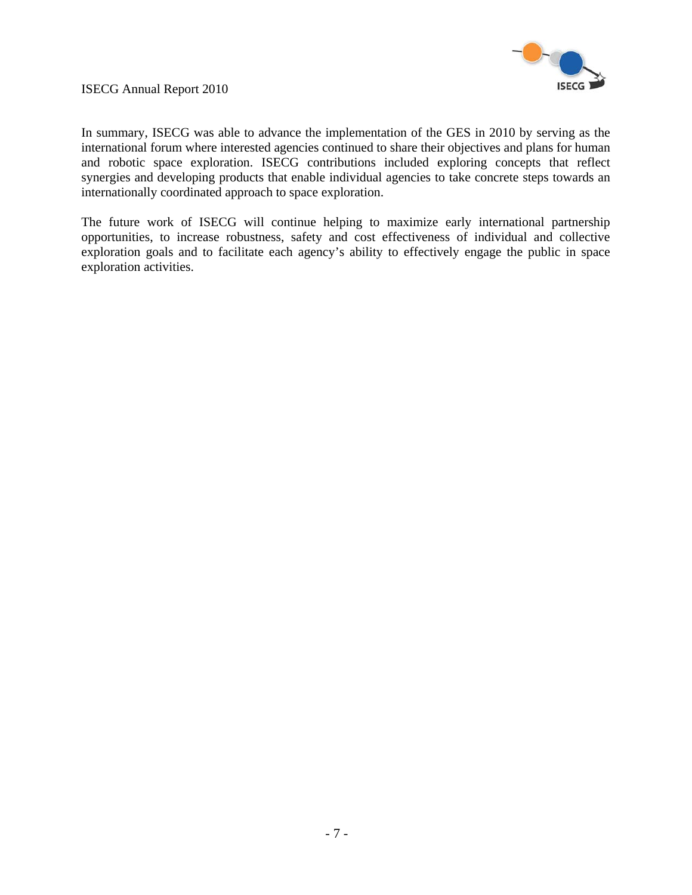In summary, ISECG was able to advance the implementation of the GES in 2010 by serving as the international forum where interested agencies continued to share their objectives and plans for human and robotic space exploration. ISECG contributions included exploring concepts that reflect synergies and developing products that enable individual agencies to take concrete steps towards an internationally coordinated approach to space exploration.

The future work of ISECG will continue helping to maximize early international partnership opportunities, to increase robustness, safety and cost effectiveness of individual and collective exploration goals and to facilitate each agency's ability to effectively engage the public in space exploration activities.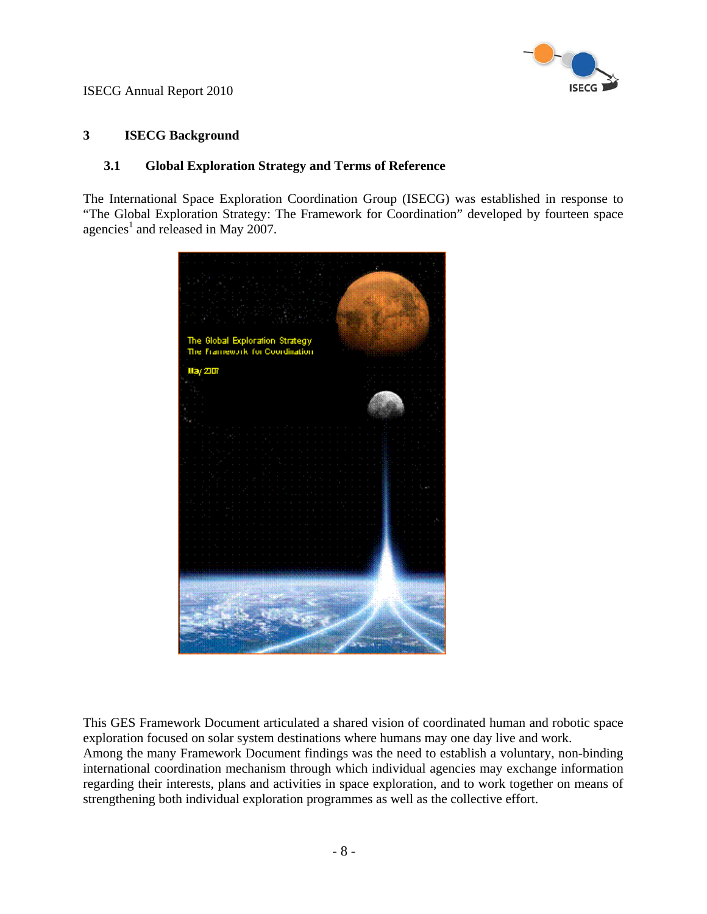# 3 ISECG Background

## 3.1 Global Exploration Strategy and Terms of Reference

The International Space Exploration Coordination Group (ISECG) was established in response to "The Global Exploration Strategy: The Framework for Coordination" developed by fourteen space agencies[1] and released in May 2007.

This GES Framework Document articulated a shared vision of coordinated human and robotic space exploration focused on solar system destinations where humans may one day live and work.
Among the many Framework Document findings was the need to establish a voluntary, non-binding international coordination mechanism through which individual agencies may exchange information regarding their interests, plans and activities in space exploration, and to work together on means of strengthening both individual exploration programmes as well as the collective effort.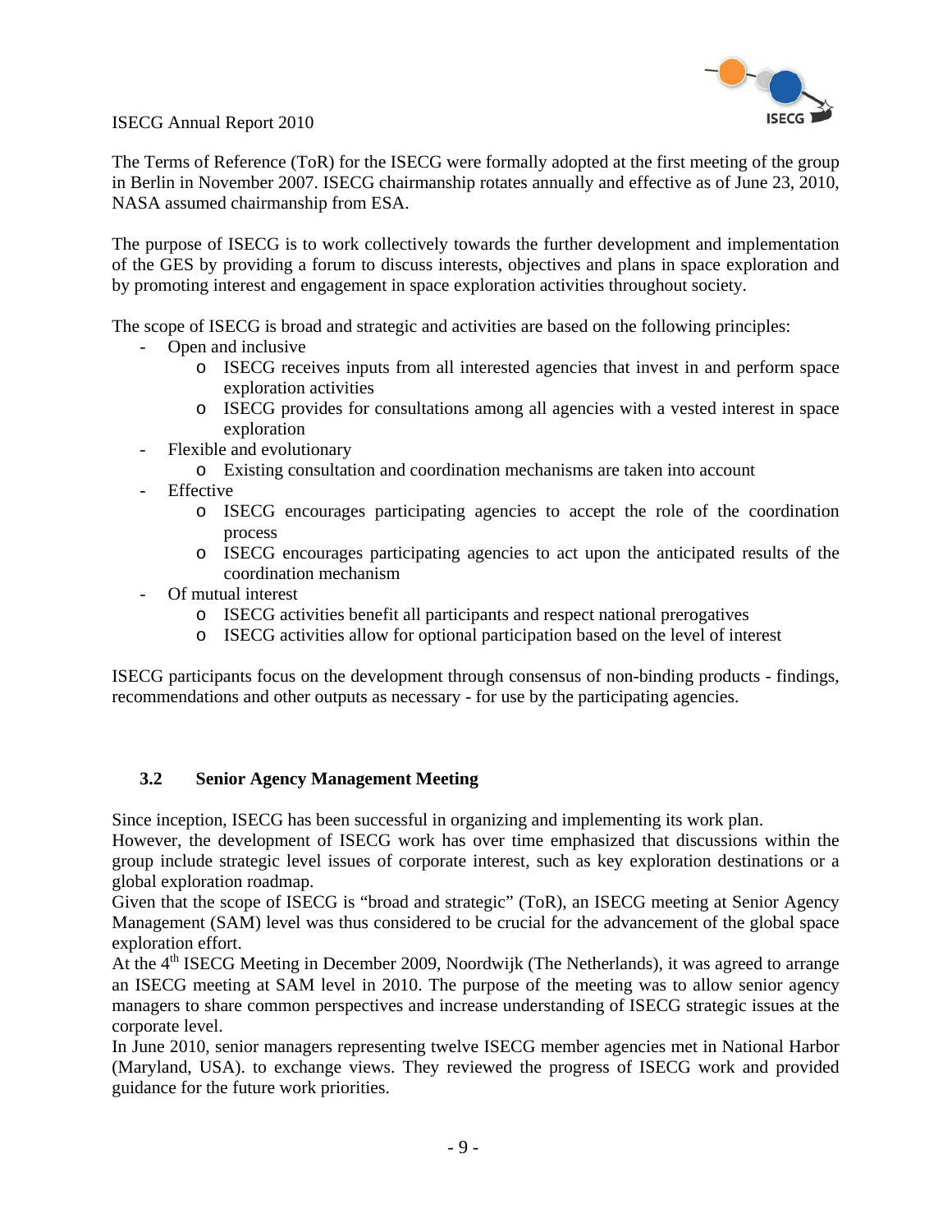The Terms of Reference (ToR) for the ISECG were formally adopted at the first meeting of the group in Berlin in November 2007. ISECG chairmanship rotates annually and effective as of June 23, 2010, NASA assumed chairmanship from ESA.

The purpose of ISECG is to work collectively towards the further development and implementation of the GES by providing a forum to discuss interests, objectives and plans in space exploration and by promoting interest and engagement in space exploration activities throughout society.

The scope of ISECG is broad and strategic and activities are based on the following principles:

- Open and inclusive
  - ISECG receives inputs from all interested agencies that invest in and perform space exploration activities
  - ISECG provides for consultations among all agencies with a vested interest in space exploration
- Flexible and evolutionary
  - Existing consultation and coordination mechanisms are taken into account
- Effective
  - ISECG encourages participating agencies to accept the role of the coordination process
  - ISECG encourages participating agencies to act upon the anticipated results of the coordination mechanism
- Of mutual interest
  - ISECG activities benefit all participants and respect national prerogatives
  - ISECG activities allow for optional participation based on the level of interest

ISECG participants focus on the development through consensus of non-binding products - findings, recommendations and other outputs as necessary - for use by the participating agencies.

### 3.2 Senior Agency Management Meeting

Since inception, ISECG has been successful in organizing and implementing its work plan.
However, the development of ISECG work has over time emphasized that discussions within the group include strategic level issues of corporate interest, such as key exploration destinations or a global exploration roadmap.
Given that the scope of ISECG is "broad and strategic" (ToR), an ISECG meeting at Senior Agency Management (SAM) level was thus considered to be crucial for the advancement of the global space exploration effort.
At the 4th ISECG Meeting in December 2009, Noordwijk (The Netherlands), it was agreed to arrange an ISECG meeting at SAM level in 2010. The purpose of the meeting was to allow senior agency managers to share common perspectives and increase understanding of ISECG strategic issues at the corporate level.
In June 2010, senior managers representing twelve ISECG member agencies met in National Harbor (Maryland, USA). to exchange views. They reviewed the progress of ISECG work and provided guidance for the future work priorities.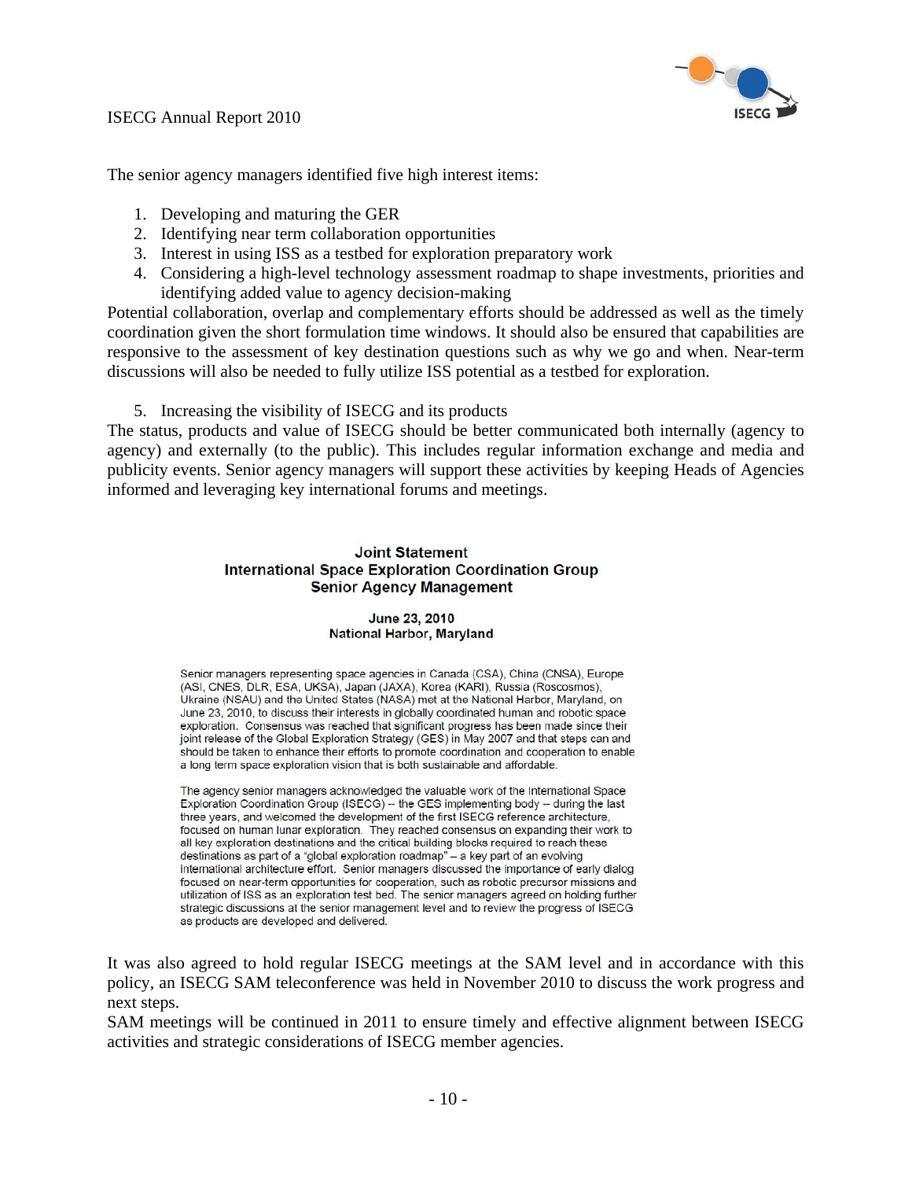The senior agency managers identified five high interest items:

1. Developing and maturing the GER
2. Identifying near term collaboration opportunities
3. Interest in using ISS as a testbed for exploration preparatory work
4. Considering a high-level technology assessment roadmap to shape investments, priorities and identifying added value to agency decision-making

Potential collaboration, overlap and complementary efforts should be addressed as well as the timely coordination given the short formulation time windows. It should also be ensured that capabilities are responsive to the assessment of key destination questions such as why we go and when. Near-term discussions will also be needed to fully utilize ISS potential as a testbed for exploration.

5. Increasing the visibility of ISECG and its products

The status, products and value of ISECG should be better communicated both internally (agency to agency) and externally (to the public). This includes regular information exchange and media and publicity events. Senior agency managers will support these activities by keeping Heads of Agencies informed and leveraging key international forums and meetings.

**Joint Statement**
**International Space Exploration Coordination Group**
**Senior Agency Management**

**June 23, 2010**
**National Harbor, Maryland**

Senior managers representing space agencies in Canada (CSA), China (CNSA), Europe (ASI, CNES, DLR, ESA, UKSA), Japan (JAXA), Korea (KARI), Russia (Roscosmos), Ukraine (NSAU) and the United States (NASA) met at the National Harbor, Maryland, on June 23, 2010, to discuss their interests in globally coordinated human and robotic space exploration. Consensus was reached that significant progress has been made since their joint release of the Global Exploration Strategy (GES) in May 2007 and that steps can and should be taken to enhance their efforts to promote coordination and cooperation to enable a long term space exploration vision that is both sustainable and affordable.

The agency senior managers acknowledged the valuable work of the International Space Exploration Coordination Group (ISECG) -- the GES implementing body -- during the last three years, and welcomed the development of the first ISECG reference architecture, focused on human lunar exploration. They reached consensus on expanding their work to all key exploration destinations and the critical building blocks required to reach these destinations as part of a "global exploration roadmap" – a key part of an evolving international architecture effort. Senior managers discussed the importance of early dialog focused on near-term opportunities for cooperation, such as robotic precursor missions and utilization of ISS as an exploration test bed. The senior managers agreed on holding further strategic discussions at the senior management level and to review the progress of ISECG as products are developed and delivered.

It was also agreed to hold regular ISECG meetings at the SAM level and in accordance with this policy, an ISECG SAM teleconference was held in November 2010 to discuss the work progress and next steps.

SAM meetings will be continued in 2011 to ensure timely and effective alignment between ISECG activities and strategic considerations of ISECG member agencies.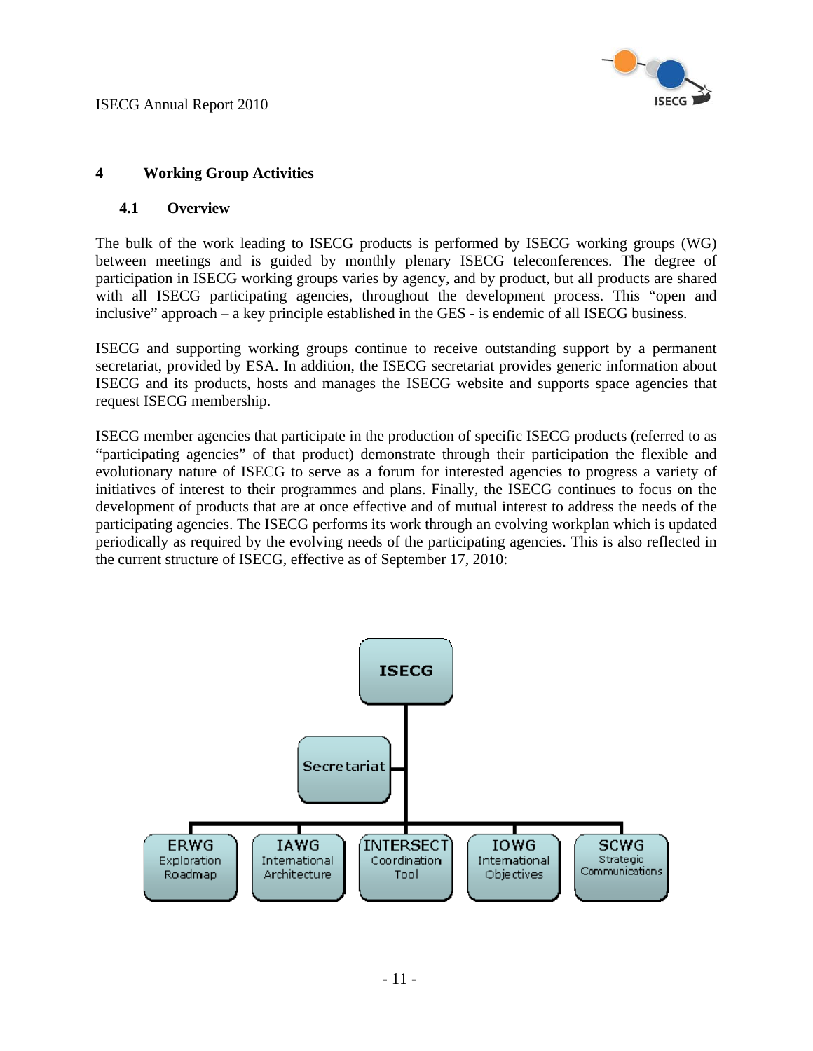# 4 Working Group Activities

## 4.1 Overview

The bulk of the work leading to ISECG products is performed by ISECG working groups (WG) between meetings and is guided by monthly plenary ISECG teleconferences. The degree of participation in ISECG working groups varies by agency, and by product, but all products are shared with all ISECG participating agencies, throughout the development process. This "open and inclusive" approach – a key principle established in the GES - is endemic of all ISECG business.

ISECG and supporting working groups continue to receive outstanding support by a permanent secretariat, provided by ESA. In addition, the ISECG secretariat provides generic information about ISECG and its products, hosts and manages the ISECG website and supports space agencies that request ISECG membership.

ISECG member agencies that participate in the production of specific ISECG products (referred to as "participating agencies" of that product) demonstrate through their participation the flexible and evolutionary nature of ISECG to serve as a forum for interested agencies to progress a variety of initiatives of interest to their programmes and plans. Finally, the ISECG continues to focus on the development of products that are at once effective and of mutual interest to address the needs of the participating agencies. The ISECG performs its work through an evolving workplan which is updated periodically as required by the evolving needs of the participating agencies. This is also reflected in the current structure of ISECG, effective as of September 17, 2010:

ISECG

Secretariat

ERWG
Exploration Roadmap

IAWG
International Architecture

INTERSECT
Coordination Tool

IOWG
International Objectives

SCWG
Strategic Communications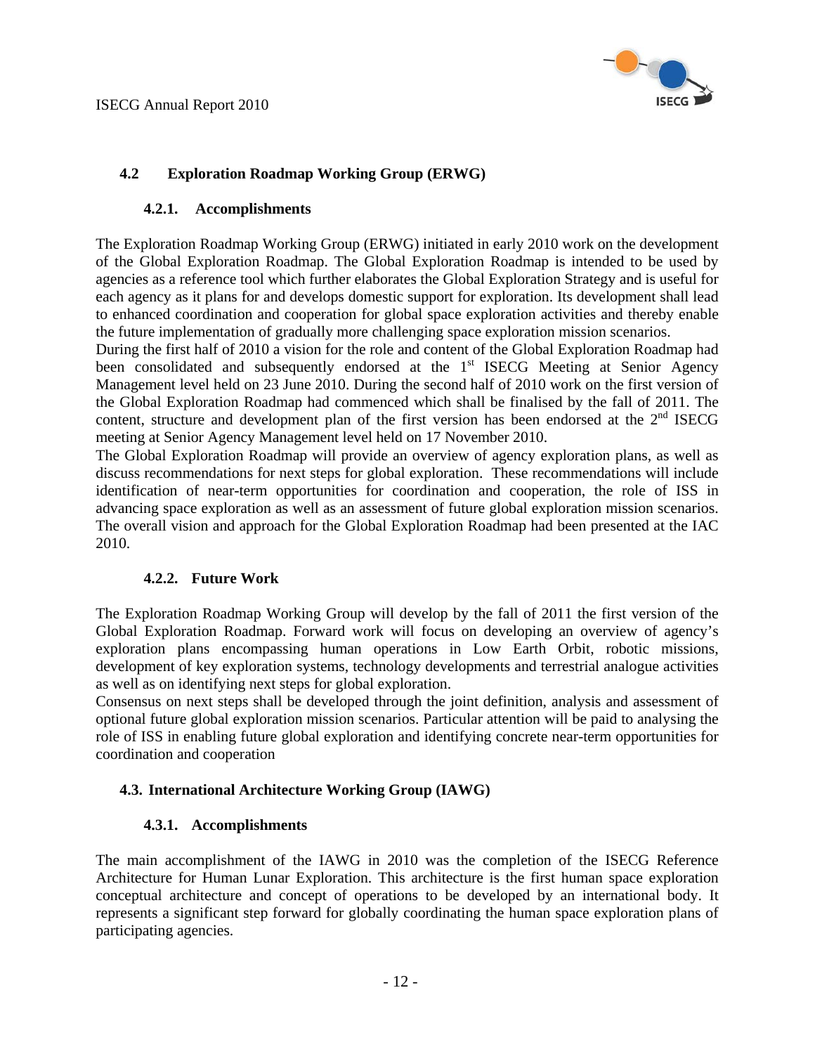## 4.2 Exploration Roadmap Working Group (ERWG)

### 4.2.1. Accomplishments

The Exploration Roadmap Working Group (ERWG) initiated in early 2010 work on the development of the Global Exploration Roadmap. The Global Exploration Roadmap is intended to be used by agencies as a reference tool which further elaborates the Global Exploration Strategy and is useful for each agency as it plans for and develops domestic support for exploration. Its development shall lead to enhanced coordination and cooperation for global space exploration activities and thereby enable the future implementation of gradually more challenging space exploration mission scenarios.

During the first half of 2010 a vision for the role and content of the Global Exploration Roadmap had been consolidated and subsequently endorsed at the 1st ISECG Meeting at Senior Agency Management level held on 23 June 2010. During the second half of 2010 work on the first version of the Global Exploration Roadmap had commenced which shall be finalised by the fall of 2011. The content, structure and development plan of the first version has been endorsed at the 2nd ISECG meeting at Senior Agency Management level held on 17 November 2010.

The Global Exploration Roadmap will provide an overview of agency exploration plans, as well as discuss recommendations for next steps for global exploration. These recommendations will include identification of near-term opportunities for coordination and cooperation, the role of ISS in advancing space exploration as well as an assessment of future global exploration mission scenarios. The overall vision and approach for the Global Exploration Roadmap had been presented at the IAC 2010.

### 4.2.2. Future Work

The Exploration Roadmap Working Group will develop by the fall of 2011 the first version of the Global Exploration Roadmap. Forward work will focus on developing an overview of agency's exploration plans encompassing human operations in Low Earth Orbit, robotic missions, development of key exploration systems, technology developments and terrestrial analogue activities as well as on identifying next steps for global exploration.

Consensus on next steps shall be developed through the joint definition, analysis and assessment of optional future global exploration mission scenarios. Particular attention will be paid to analysing the role of ISS in enabling future global exploration and identifying concrete near-term opportunities for coordination and cooperation

## 4.3. International Architecture Working Group (IAWG)

### 4.3.1. Accomplishments

The main accomplishment of the IAWG in 2010 was the completion of the ISECG Reference Architecture for Human Lunar Exploration. This architecture is the first human space exploration conceptual architecture and concept of operations to be developed by an international body. It represents a significant step forward for globally coordinating the human space exploration plans of participating agencies.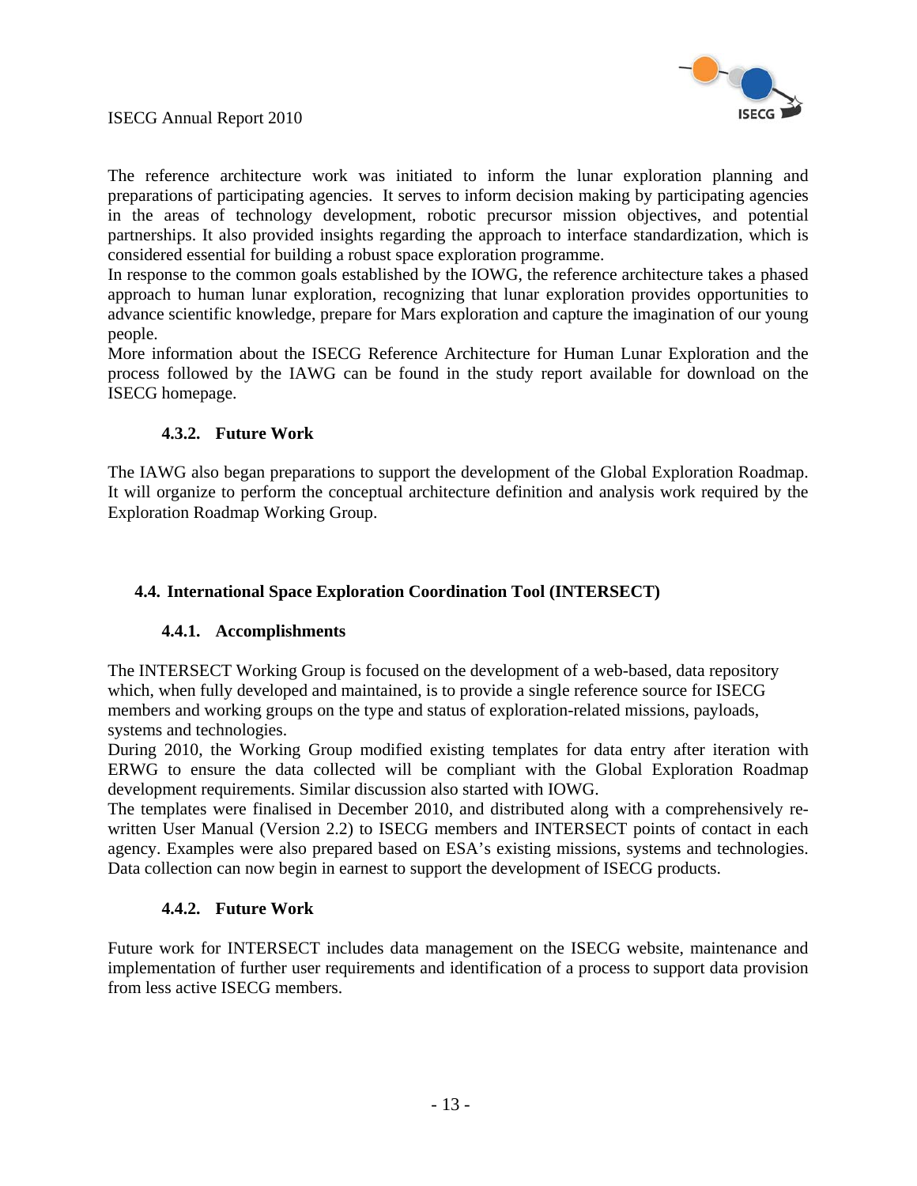The reference architecture work was initiated to inform the lunar exploration planning and preparations of participating agencies. It serves to inform decision making by participating agencies in the areas of technology development, robotic precursor mission objectives, and potential partnerships. It also provided insights regarding the approach to interface standardization, which is considered essential for building a robust space exploration programme.
In response to the common goals established by the IOWG, the reference architecture takes a phased approach to human lunar exploration, recognizing that lunar exploration provides opportunities to advance scientific knowledge, prepare for Mars exploration and capture the imagination of our young people.
More information about the ISECG Reference Architecture for Human Lunar Exploration and the process followed by the IAWG can be found in the study report available for download on the ISECG homepage.

#### 4.3.2. Future Work

The IAWG also began preparations to support the development of the Global Exploration Roadmap. It will organize to perform the conceptual architecture definition and analysis work required by the Exploration Roadmap Working Group.

### 4.4. International Space Exploration Coordination Tool (INTERSECT)

#### 4.4.1. Accomplishments

The INTERSECT Working Group is focused on the development of a web-based, data repository which, when fully developed and maintained, is to provide a single reference source for ISECG members and working groups on the type and status of exploration-related missions, payloads, systems and technologies.
During 2010, the Working Group modified existing templates for data entry after iteration with ERWG to ensure the data collected will be compliant with the Global Exploration Roadmap development requirements. Similar discussion also started with IOWG.
The templates were finalised in December 2010, and distributed along with a comprehensively re-written User Manual (Version 2.2) to ISECG members and INTERSECT points of contact in each agency. Examples were also prepared based on ESA's existing missions, systems and technologies. Data collection can now begin in earnest to support the development of ISECG products.

#### 4.4.2. Future Work

Future work for INTERSECT includes data management on the ISECG website, maintenance and implementation of further user requirements and identification of a process to support data provision from less active ISECG members.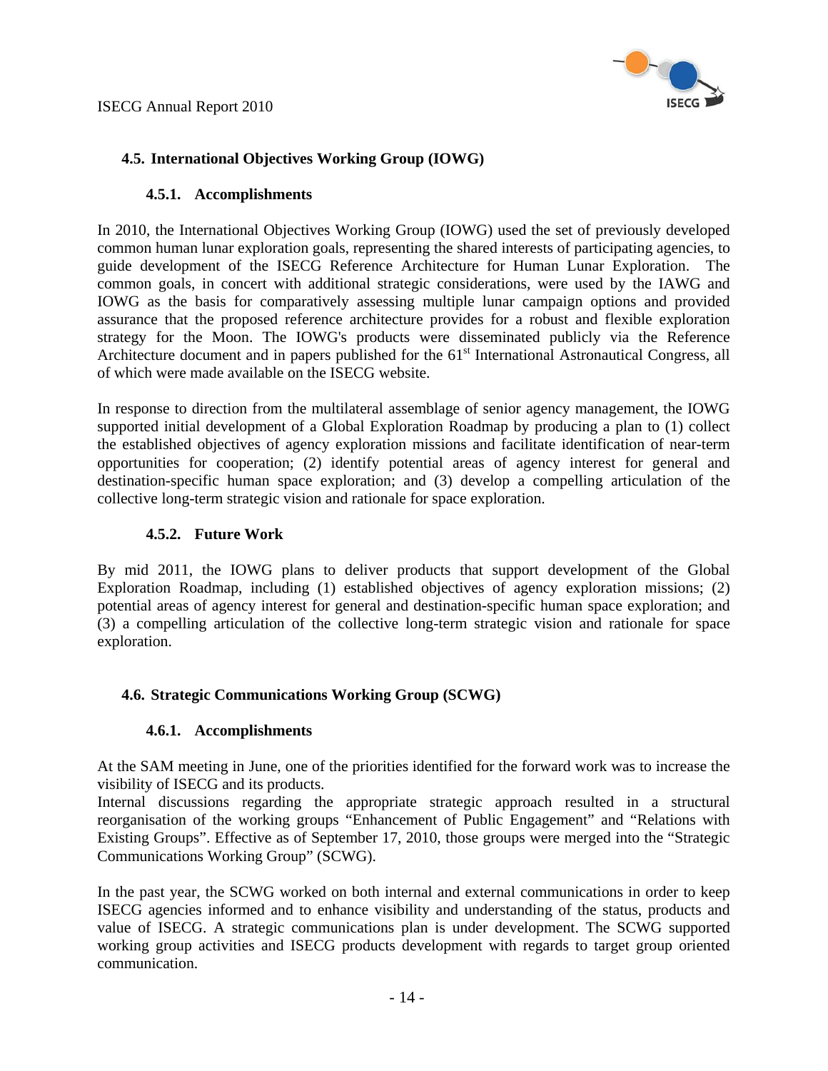## 4.5. International Objectives Working Group (IOWG)

### 4.5.1. Accomplishments

In 2010, the International Objectives Working Group (IOWG) used the set of previously developed common human lunar exploration goals, representing the shared interests of participating agencies, to guide development of the ISECG Reference Architecture for Human Lunar Exploration. The common goals, in concert with additional strategic considerations, were used by the IAWG and IOWG as the basis for comparatively assessing multiple lunar campaign options and provided assurance that the proposed reference architecture provides for a robust and flexible exploration strategy for the Moon. The IOWG's products were disseminated publicly via the Reference Architecture document and in papers published for the 61st International Astronautical Congress, all of which were made available on the ISECG website.

In response to direction from the multilateral assemblage of senior agency management, the IOWG supported initial development of a Global Exploration Roadmap by producing a plan to (1) collect the established objectives of agency exploration missions and facilitate identification of near-term opportunities for cooperation; (2) identify potential areas of agency interest for general and destination-specific human space exploration; and (3) develop a compelling articulation of the collective long-term strategic vision and rationale for space exploration.

### 4.5.2. Future Work

By mid 2011, the IOWG plans to deliver products that support development of the Global Exploration Roadmap, including (1) established objectives of agency exploration missions; (2) potential areas of agency interest for general and destination-specific human space exploration; and (3) a compelling articulation of the collective long-term strategic vision and rationale for space exploration.

## 4.6. Strategic Communications Working Group (SCWG)

### 4.6.1. Accomplishments

At the SAM meeting in June, one of the priorities identified for the forward work was to increase the visibility of ISECG and its products.
Internal discussions regarding the appropriate strategic approach resulted in a structural reorganisation of the working groups "Enhancement of Public Engagement" and "Relations with Existing Groups". Effective as of September 17, 2010, those groups were merged into the "Strategic Communications Working Group" (SCWG).

In the past year, the SCWG worked on both internal and external communications in order to keep ISECG agencies informed and to enhance visibility and understanding of the status, products and value of ISECG. A strategic communications plan is under development. The SCWG supported working group activities and ISECG products development with regards to target group oriented communication.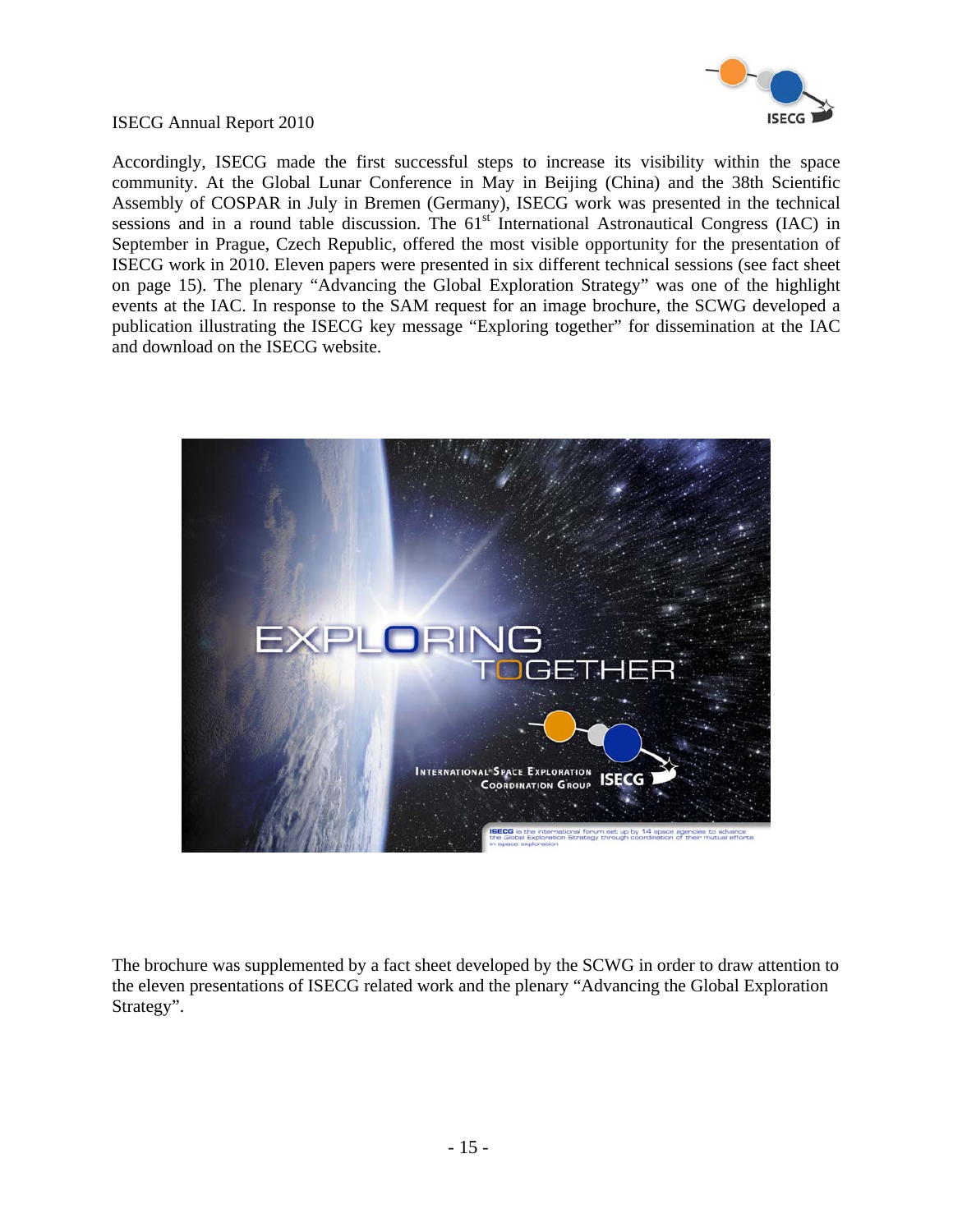Accordingly, ISECG made the first successful steps to increase its visibility within the space community. At the Global Lunar Conference in May in Beijing (China) and the 38th Scientific Assembly of COSPAR in July in Bremen (Germany), ISECG work was presented in the technical sessions and in a round table discussion. The 61[st] International Astronautical Congress (IAC) in September in Prague, Czech Republic, offered the most visible opportunity for the presentation of ISECG work in 2010. Eleven papers were presented in six different technical sessions (see fact sheet on page 15). The plenary "Advancing the Global Exploration Strategy" was one of the highlight events at the IAC. In response to the SAM request for an image brochure, the SCWG developed a publication illustrating the ISECG key message "Exploring together" for dissemination at the IAC and download on the ISECG website.

The brochure was supplemented by a fact sheet developed by the SCWG in order to draw attention to the eleven presentations of ISECG related work and the plenary "Advancing the Global Exploration Strategy".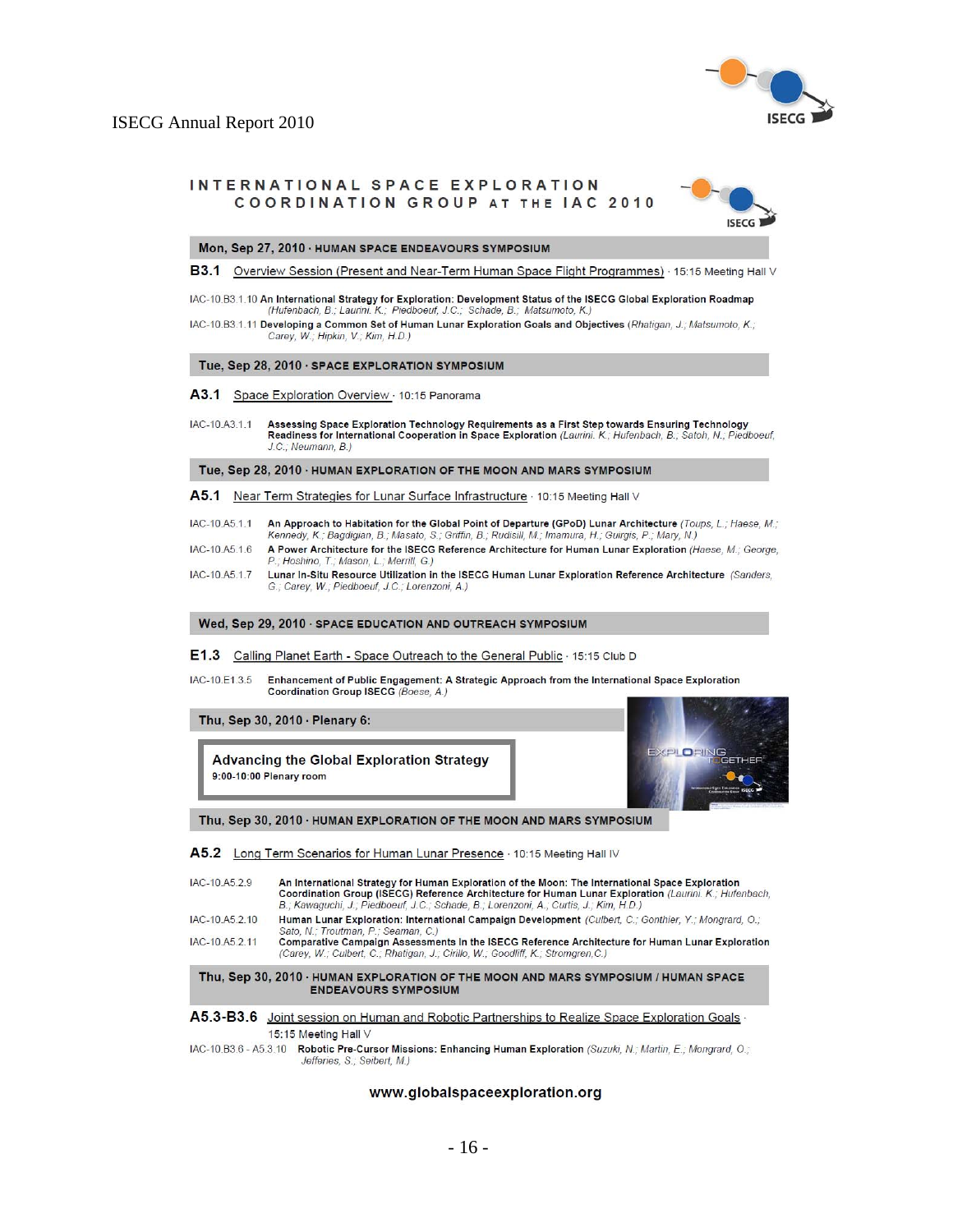# INTERNATIONAL SPACE EXPLORATION COORDINATION GROUP AT THE IAC 2010

## Mon, Sep 27, 2010 · HUMAN SPACE ENDEAVOURS SYMPOSIUM

**B3.1** Overview Session (Present and Near-Term Human Space Flight Programmes) · 15:15 Meeting Hall V

IAC-10.B3.1.10 **An International Strategy for Exploration: Development Status of the ISECG Global Exploration Roadmap** *(Hufenbach, B.; Laurini, K.; Piedboeuf, J.C.; Schade, B.; Matsumoto, K.)*

IAC-10.B3.1.11 **Developing a Common Set of Human Lunar Exploration Goals and Objectives** *(Rhatigan, J.; Matsumoto, K.; Carey, W.; Hipkin, V.; Kim, H.D.)*

## Tue, Sep 28, 2010 · SPACE EXPLORATION SYMPOSIUM

**A3.1** Space Exploration Overview · 10:15 Panorama

IAC-10.A3.1.1 **Assessing Space Exploration Technology Requirements as a First Step towards Ensuring Technology Readiness for International Cooperation in Space Exploration** *(Laurini, K.; Hufenbach, B.; Satoh, N.; Piedboeuf, J.C., Neumann, B.)*

## Tue, Sep 28, 2010 · HUMAN EXPLORATION OF THE MOON AND MARS SYMPOSIUM

**A5.1** Near Term Strategies for Lunar Surface Infrastructure · 10:15 Meeting Hall V

IAC-10.A5.1.1 **An Approach to Habitation for the Global Point of Departure (GPoD) Lunar Architecture** *(Toups, L.; Haese, M.; Kennedy, K.; Bagdigian, B.; Masato, S.; Griffin, B.; Rudisill, M.; Imamura, H.; Guirgis, P.; Mary, N.)*

IAC-10.A5.1.6 **A Power Architecture for the ISECG Reference Architecture for Human Lunar Exploration** *(Haese, M.; George, P.; Hoshino, T.; Mason, L.; Merrill, G.)*

IAC-10.A5.1.7 **Lunar In-Situ Resource Utilization in the ISECG Human Lunar Exploration Reference Architecture** *(Sanders, G.; Carey, W.; Piedboeuf, J.C.; Lorenzoni, A.)*

## Wed, Sep 29, 2010 · SPACE EDUCATION AND OUTREACH SYMPOSIUM

**E1.3** Calling Planet Earth - Space Outreach to the General Public · 15:15 Club D

IAC-10.E1.3.5 **Enhancement of Public Engagement: A Strategic Approach from the International Space Exploration Coordination Group ISECG** *(Boese, A.)*

## Thu, Sep 30, 2010 · Plenary 6:

**Advancing the Global Exploration Strategy**
9:00-10:00 Plenary room

EXPLORING TOGETHER

## Thu, Sep 30, 2010 · HUMAN EXPLORATION OF THE MOON AND MARS SYMPOSIUM

**A5.2** Long Term Scenarios for Human Lunar Presence · 10:15 Meeting Hall IV

IAC-10.A5.2.9 **An International Strategy for Human Exploration of the Moon: The International Space Exploration Coordination Group (ISECG) Reference Architecture for Human Lunar Exploration** *(Laurini, K.; Hufenbach, B.; Kawaguchi, J.; Piedboeuf, J.C.; Schade, B.; Lorenzoni, A.; Curtis, J.; Kim, H.D.)*

IAC-10.A5.2.10 **Human Lunar Exploration: International Campaign Development** *(Culbert, C.; Gonthier, Y.; Mongrard, O.; Sato, N.; Troutman, P.; Seaman, C.)*

IAC-10.A5.2.11 **Comparative Campaign Assessments in the ISECG Reference Architecture for Human Lunar Exploration** *(Carey, W.; Culbert, C.; Rhatigan, J.; Cirillo, W.; Goodliff, K.; Stromgren,C.)*

## Thu, Sep 30, 2010 · HUMAN EXPLORATION OF THE MOON AND MARS SYMPOSIUM / HUMAN SPACE ENDEAVOURS SYMPOSIUM

**A5.3-B3.6** Joint session on Human and Robotic Partnerships to Realize Space Exploration Goals · 15:15 Meeting Hall V

IAC-10.B3.6 - A5.3.10 **Robotic Pre-Cursor Missions: Enhancing Human Exploration** *(Suzuki, N.; Martin, E.; Mongrard, O.; Jefferies, S.; Seibert, M.)*

**www.globalspaceexploration.org**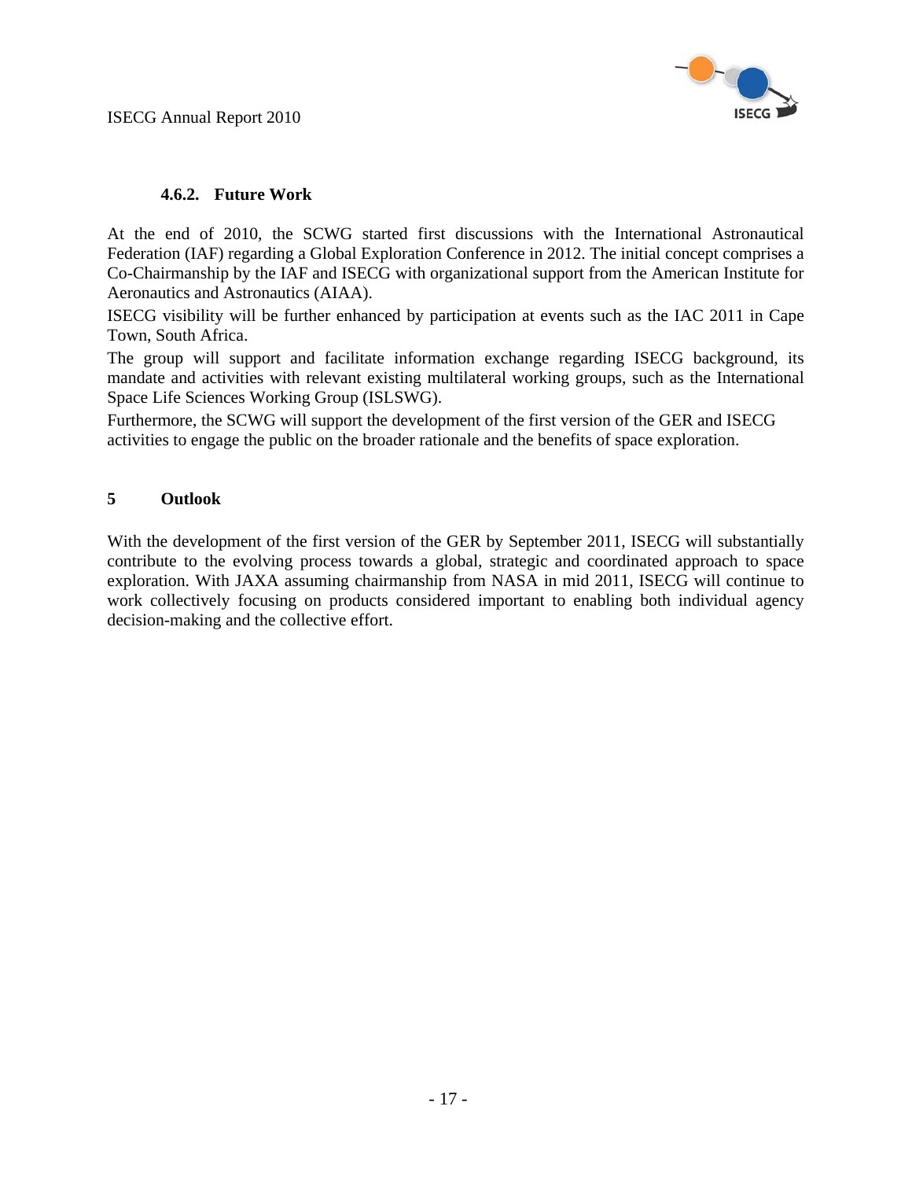#### 4.6.2. Future Work

At the end of 2010, the SCWG started first discussions with the International Astronautical Federation (IAF) regarding a Global Exploration Conference in 2012. The initial concept comprises a Co-Chairmanship by the IAF and ISECG with organizational support from the American Institute for Aeronautics and Astronautics (AIAA).

ISECG visibility will be further enhanced by participation at events such as the IAC 2011 in Cape Town, South Africa.

The group will support and facilitate information exchange regarding ISECG background, its mandate and activities with relevant existing multilateral working groups, such as the International Space Life Sciences Working Group (ISLSWG).

Furthermore, the SCWG will support the development of the first version of the GER and ISECG activities to engage the public on the broader rationale and the benefits of space exploration.

## 5 Outlook

With the development of the first version of the GER by September 2011, ISECG will substantially contribute to the evolving process towards a global, strategic and coordinated approach to space exploration. With JAXA assuming chairmanship from NASA in mid 2011, ISECG will continue to work collectively focusing on products considered important to enabling both individual agency decision-making and the collective effort.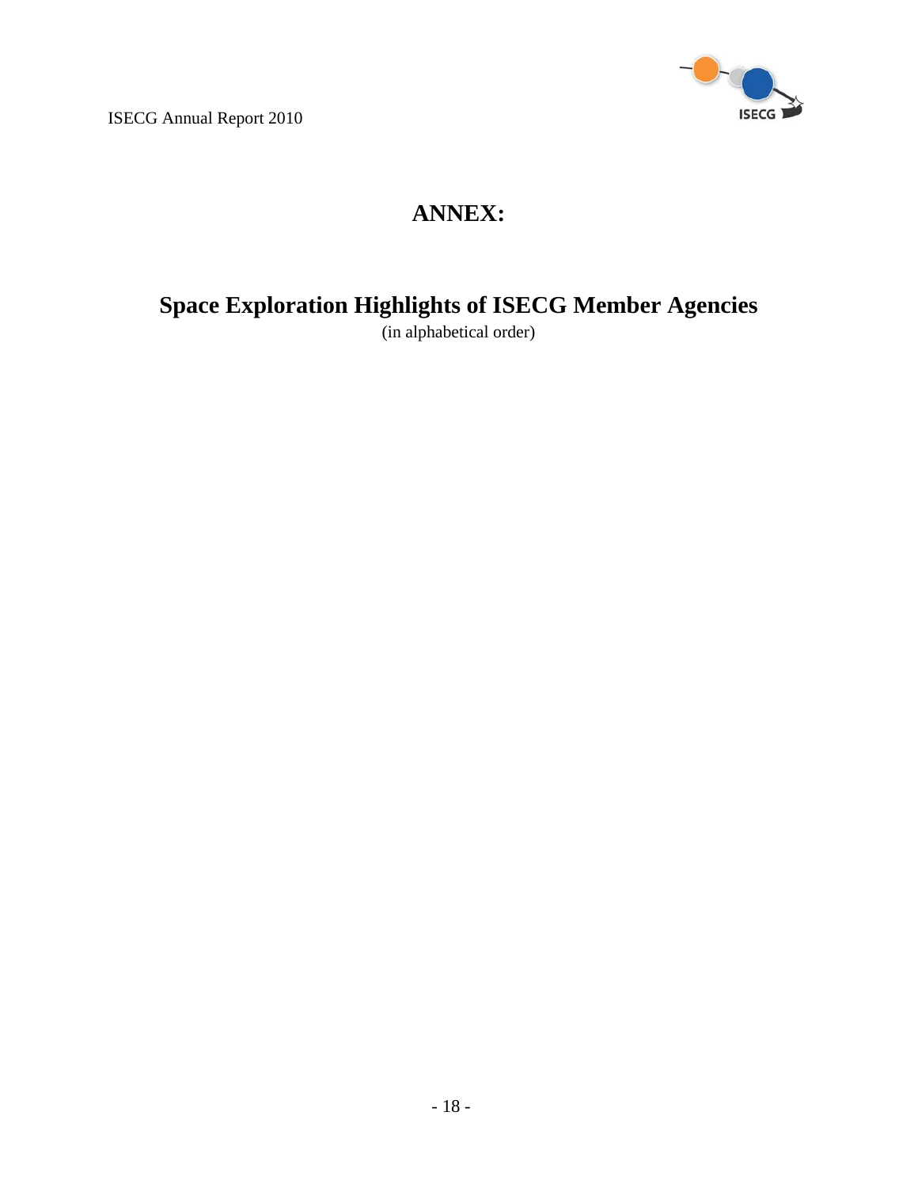# ANNEX:

## Space Exploration Highlights of ISECG Member Agencies

(in alphabetical order)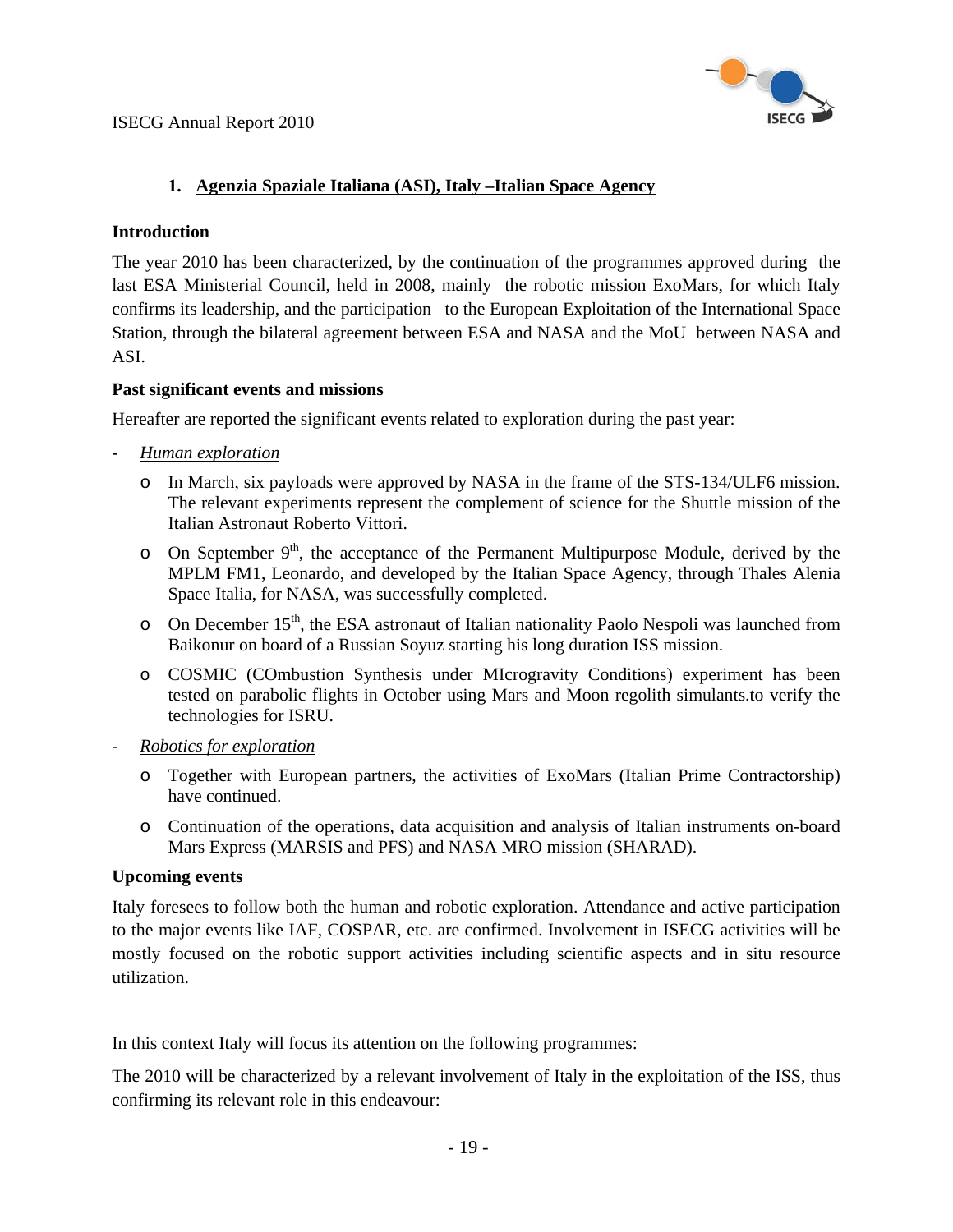## 1. Agenzia Spaziale Italiana (ASI), Italy –Italian Space Agency

**Introduction**

The year 2010 has been characterized, by the continuation of the programmes approved during the last ESA Ministerial Council, held in 2008, mainly the robotic mission ExoMars, for which Italy confirms its leadership, and the participation to the European Exploitation of the International Space Station, through the bilateral agreement between ESA and NASA and the MoU between NASA and ASI.

**Past significant events and missions**

Hereafter are reported the significant events related to exploration during the past year:

- *Human exploration*
  - In March, six payloads were approved by NASA in the frame of the STS-134/ULF6 mission. The relevant experiments represent the complement of science for the Shuttle mission of the Italian Astronaut Roberto Vittori.
  - On September 9th, the acceptance of the Permanent Multipurpose Module, derived by the MPLM FM1, Leonardo, and developed by the Italian Space Agency, through Thales Alenia Space Italia, for NASA, was successfully completed.
  - On December 15th, the ESA astronaut of Italian nationality Paolo Nespoli was launched from Baikonur on board of a Russian Soyuz starting his long duration ISS mission.
  - COSMIC (COmbustion Synthesis under MIcrogravity Conditions) experiment has been tested on parabolic flights in October using Mars and Moon regolith simulants.to verify the technologies for ISRU.
- *Robotics for exploration*
  - Together with European partners, the activities of ExoMars (Italian Prime Contractorship) have continued.
  - Continuation of the operations, data acquisition and analysis of Italian instruments on-board Mars Express (MARSIS and PFS) and NASA MRO mission (SHARAD).

**Upcoming events**

Italy foresees to follow both the human and robotic exploration. Attendance and active participation to the major events like IAF, COSPAR, etc. are confirmed. Involvement in ISECG activities will be mostly focused on the robotic support activities including scientific aspects and in situ resource utilization.

In this context Italy will focus its attention on the following programmes:

The 2010 will be characterized by a relevant involvement of Italy in the exploitation of the ISS, thus confirming its relevant role in this endeavour: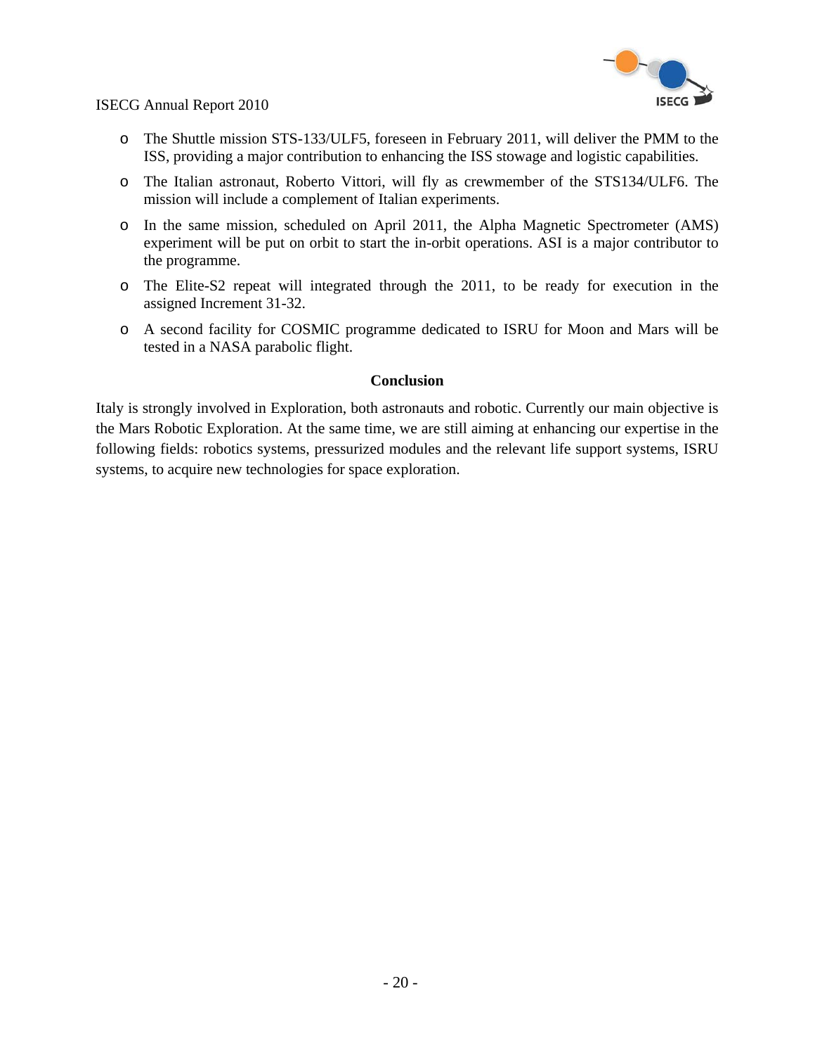- The Shuttle mission STS-133/ULF5, foreseen in February 2011, will deliver the PMM to the ISS, providing a major contribution to enhancing the ISS stowage and logistic capabilities.
- The Italian astronaut, Roberto Vittori, will fly as crewmember of the STS134/ULF6. The mission will include a complement of Italian experiments.
- In the same mission, scheduled on April 2011, the Alpha Magnetic Spectrometer (AMS) experiment will be put on orbit to start the in-orbit operations. ASI is a major contributor to the programme.
- The Elite-S2 repeat will integrated through the 2011, to be ready for execution in the assigned Increment 31-32.
- A second facility for COSMIC programme dedicated to ISRU for Moon and Mars will be tested in a NASA parabolic flight.

**Conclusion**

Italy is strongly involved in Exploration, both astronauts and robotic. Currently our main objective is the Mars Robotic Exploration. At the same time, we are still aiming at enhancing our expertise in the following fields: robotics systems, pressurized modules and the relevant life support systems, ISRU systems, to acquire new technologies for space exploration.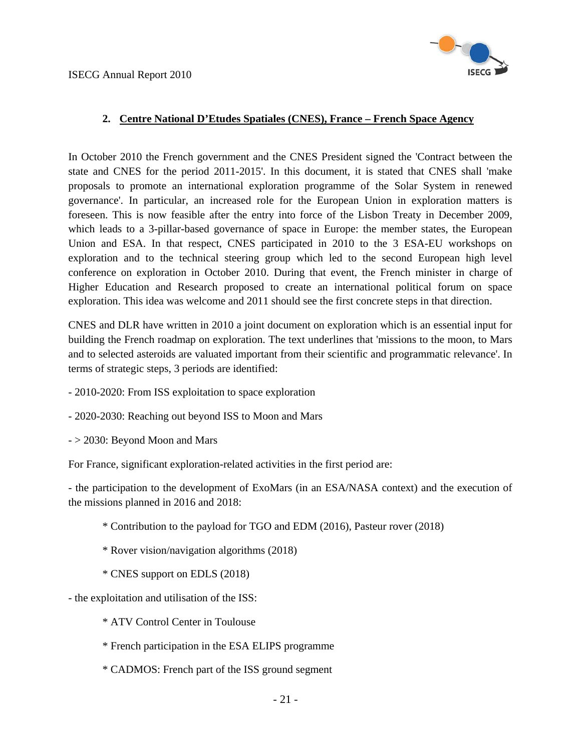## 2. Centre National D'Etudes Spatiales (CNES), France – French Space Agency

In October 2010 the French government and the CNES President signed the 'Contract between the state and CNES for the period 2011-2015'. In this document, it is stated that CNES shall 'make proposals to promote an international exploration programme of the Solar System in renewed governance'. In particular, an increased role for the European Union in exploration matters is foreseen. This is now feasible after the entry into force of the Lisbon Treaty in December 2009, which leads to a 3-pillar-based governance of space in Europe: the member states, the European Union and ESA. In that respect, CNES participated in 2010 to the 3 ESA-EU workshops on exploration and to the technical steering group which led to the second European high level conference on exploration in October 2010. During that event, the French minister in charge of Higher Education and Research proposed to create an international political forum on space exploration. This idea was welcome and 2011 should see the first concrete steps in that direction.

CNES and DLR have written in 2010 a joint document on exploration which is an essential input for building the French roadmap on exploration. The text underlines that 'missions to the moon, to Mars and to selected asteroids are valuated important from their scientific and programmatic relevance'. In terms of strategic steps, 3 periods are identified:

- 2010-2020: From ISS exploitation to space exploration

- 2020-2030: Reaching out beyond ISS to Moon and Mars

- > 2030: Beyond Moon and Mars

For France, significant exploration-related activities in the first period are:

- the participation to the development of ExoMars (in an ESA/NASA context) and the execution of the missions planned in 2016 and 2018:

  * Contribution to the payload for TGO and EDM (2016), Pasteur rover (2018)

  * Rover vision/navigation algorithms (2018)

  * CNES support on EDLS (2018)

- the exploitation and utilisation of the ISS:

  * ATV Control Center in Toulouse

  * French participation in the ESA ELIPS programme

  * CADMOS: French part of the ISS ground segment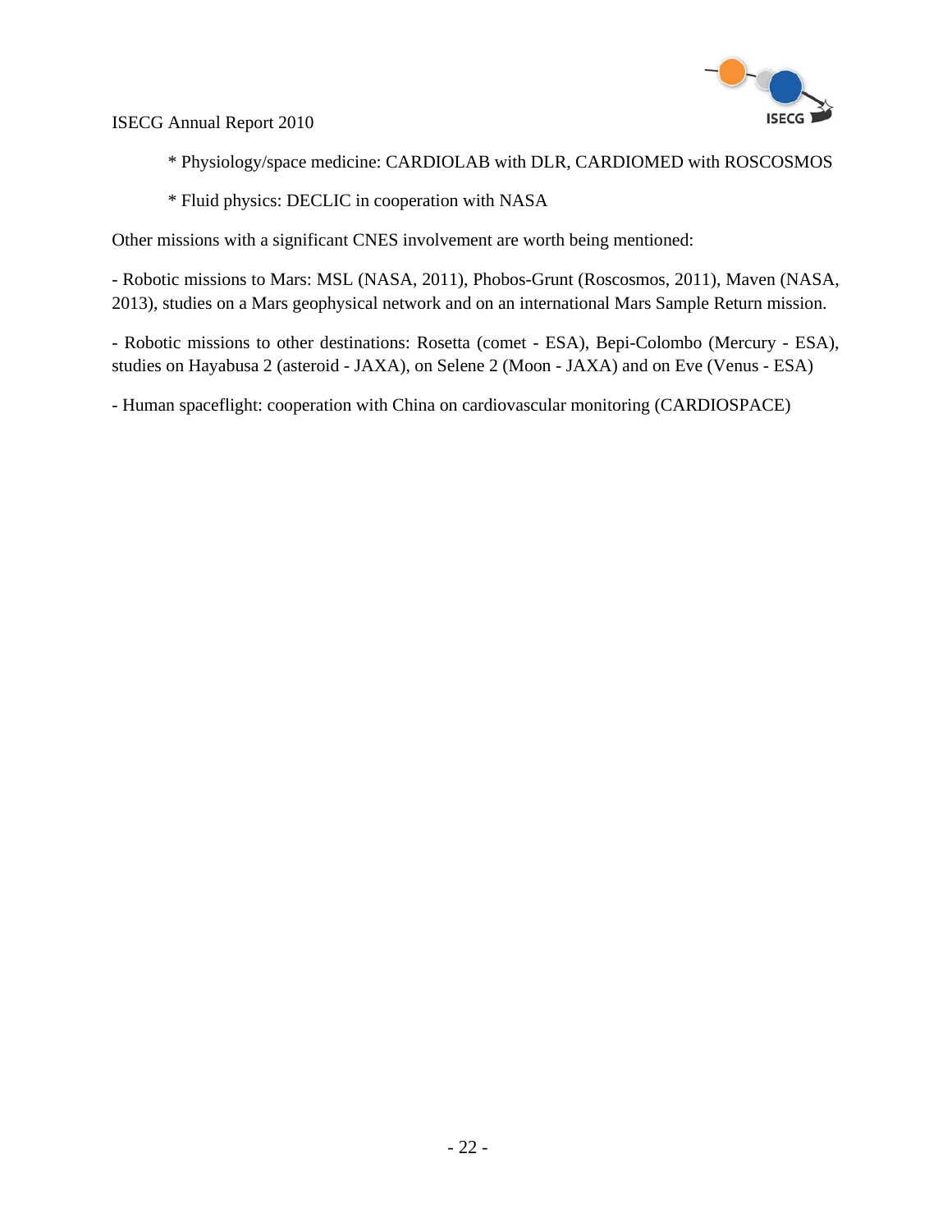* Physiology/space medicine: CARDIOLAB with DLR, CARDIOMED with ROSCOSMOS

* Fluid physics: DECLIC in cooperation with NASA

Other missions with a significant CNES involvement are worth being mentioned:

- Robotic missions to Mars: MSL (NASA, 2011), Phobos-Grunt (Roscosmos, 2011), Maven (NASA, 2013), studies on a Mars geophysical network and on an international Mars Sample Return mission.

- Robotic missions to other destinations: Rosetta (comet - ESA), Bepi-Colombo (Mercury - ESA), studies on Hayabusa 2 (asteroid - JAXA), on Selene 2 (Moon - JAXA) and on Eve (Venus - ESA)

- Human spaceflight: cooperation with China on cardiovascular monitoring (CARDIOSPACE)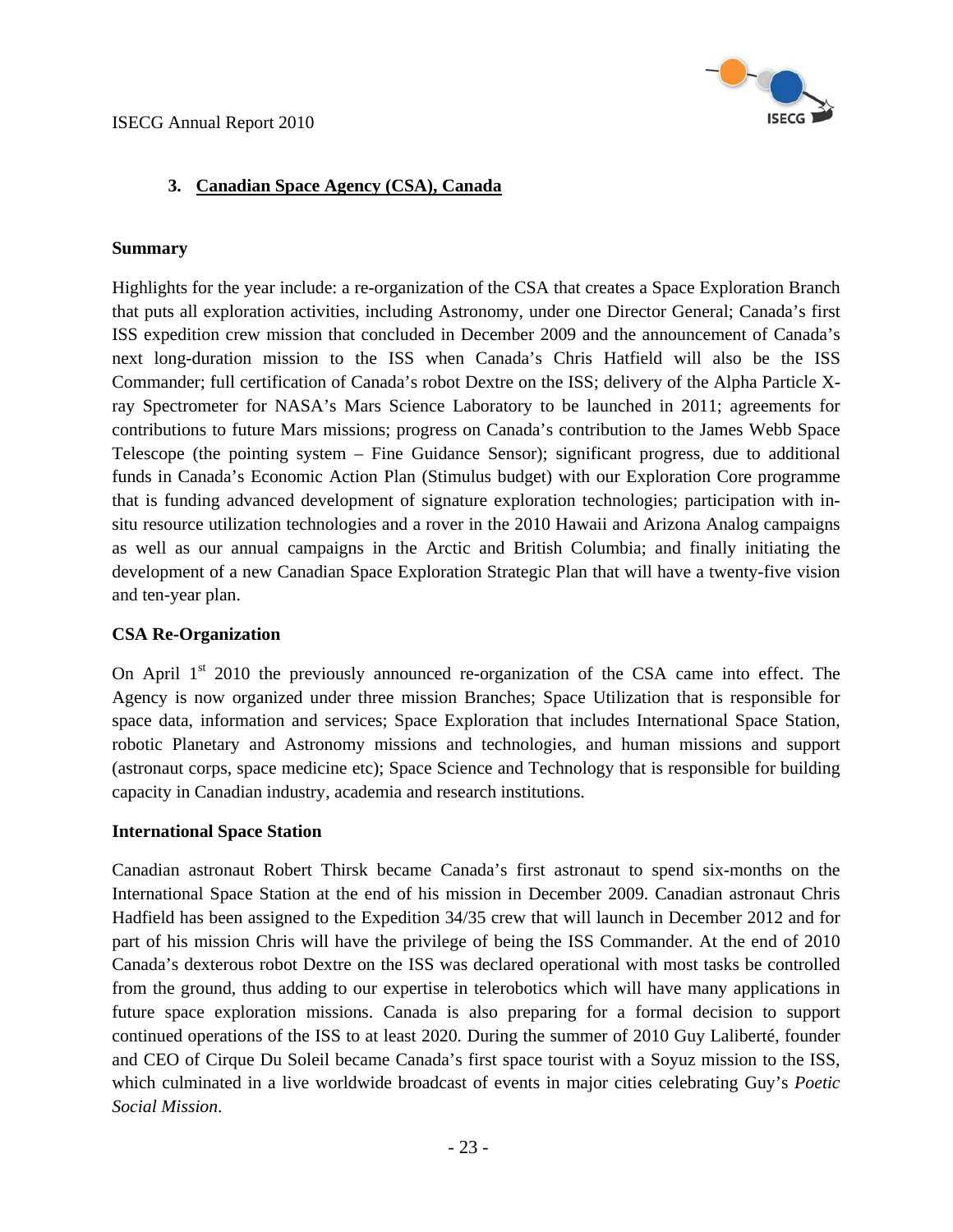## 3. Canadian Space Agency (CSA), Canada

### Summary

Highlights for the year include: a re-organization of the CSA that creates a Space Exploration Branch that puts all exploration activities, including Astronomy, under one Director General; Canada's first ISS expedition crew mission that concluded in December 2009 and the announcement of Canada's next long-duration mission to the ISS when Canada's Chris Hatfield will also be the ISS Commander; full certification of Canada's robot Dextre on the ISS; delivery of the Alpha Particle X-ray Spectrometer for NASA's Mars Science Laboratory to be launched in 2011; agreements for contributions to future Mars missions; progress on Canada's contribution to the James Webb Space Telescope (the pointing system – Fine Guidance Sensor); significant progress, due to additional funds in Canada's Economic Action Plan (Stimulus budget) with our Exploration Core programme that is funding advanced development of signature exploration technologies; participation with in-situ resource utilization technologies and a rover in the 2010 Hawaii and Arizona Analog campaigns as well as our annual campaigns in the Arctic and British Columbia; and finally initiating the development of a new Canadian Space Exploration Strategic Plan that will have a twenty-five vision and ten-year plan.

### CSA Re-Organization

On April 1st 2010 the previously announced re-organization of the CSA came into effect. The Agency is now organized under three mission Branches; Space Utilization that is responsible for space data, information and services; Space Exploration that includes International Space Station, robotic Planetary and Astronomy missions and technologies, and human missions and support (astronaut corps, space medicine etc); Space Science and Technology that is responsible for building capacity in Canadian industry, academia and research institutions.

### International Space Station

Canadian astronaut Robert Thirsk became Canada's first astronaut to spend six-months on the International Space Station at the end of his mission in December 2009. Canadian astronaut Chris Hadfield has been assigned to the Expedition 34/35 crew that will launch in December 2012 and for part of his mission Chris will have the privilege of being the ISS Commander. At the end of 2010 Canada's dexterous robot Dextre on the ISS was declared operational with most tasks be controlled from the ground, thus adding to our expertise in telerobotics which will have many applications in future space exploration missions. Canada is also preparing for a formal decision to support continued operations of the ISS to at least 2020. During the summer of 2010 Guy Laliberté, founder and CEO of Cirque Du Soleil became Canada's first space tourist with a Soyuz mission to the ISS, which culminated in a live worldwide broadcast of events in major cities celebrating Guy's *Poetic Social Mission*.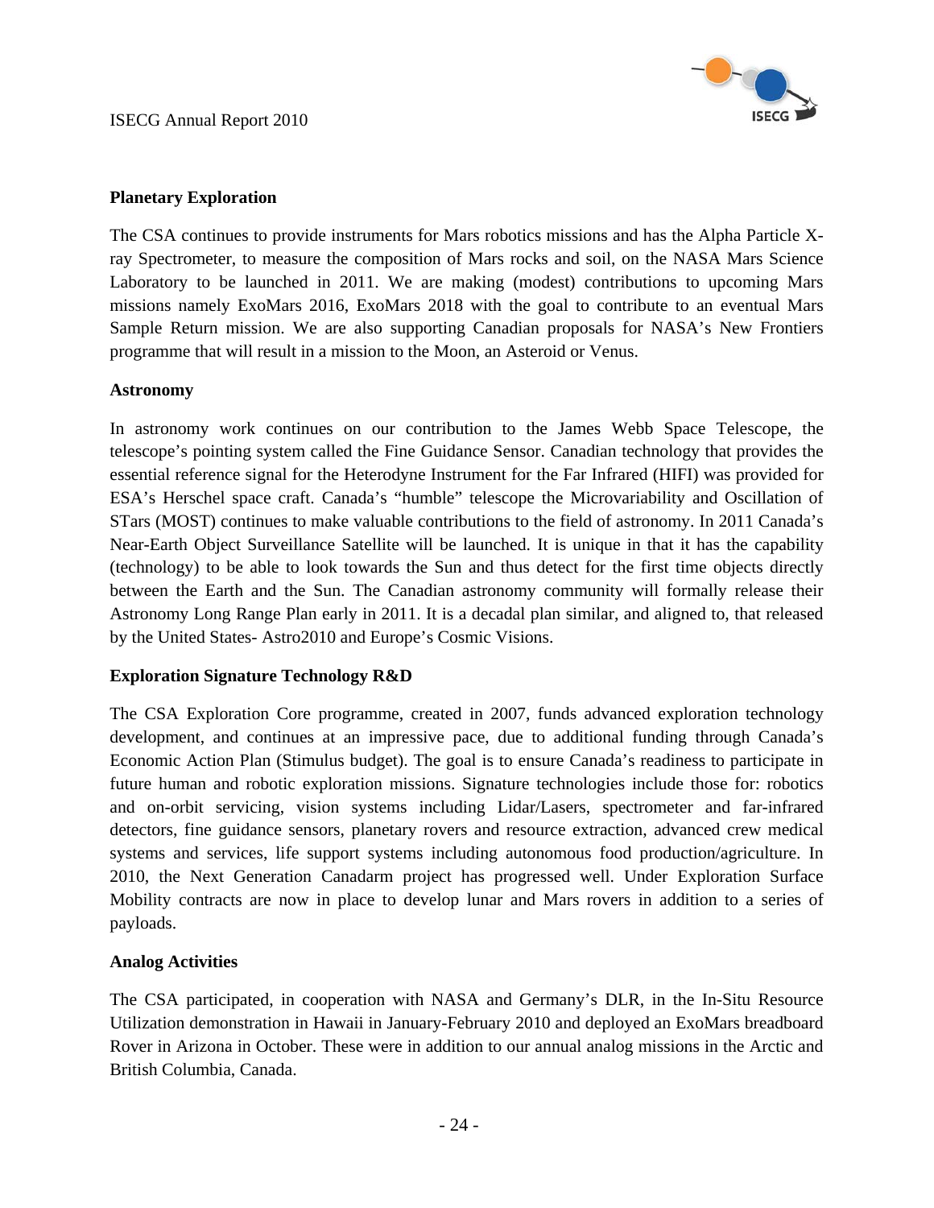**Planetary Exploration**

The CSA continues to provide instruments for Mars robotics missions and has the Alpha Particle X-ray Spectrometer, to measure the composition of Mars rocks and soil, on the NASA Mars Science Laboratory to be launched in 2011. We are making (modest) contributions to upcoming Mars missions namely ExoMars 2016, ExoMars 2018 with the goal to contribute to an eventual Mars Sample Return mission. We are also supporting Canadian proposals for NASA's New Frontiers programme that will result in a mission to the Moon, an Asteroid or Venus.

**Astronomy**

In astronomy work continues on our contribution to the James Webb Space Telescope, the telescope's pointing system called the Fine Guidance Sensor. Canadian technology that provides the essential reference signal for the Heterodyne Instrument for the Far Infrared (HIFI) was provided for ESA's Herschel space craft. Canada's "humble" telescope the Microvariability and Oscillation of STars (MOST) continues to make valuable contributions to the field of astronomy. In 2011 Canada's Near-Earth Object Surveillance Satellite will be launched. It is unique in that it has the capability (technology) to be able to look towards the Sun and thus detect for the first time objects directly between the Earth and the Sun. The Canadian astronomy community will formally release their Astronomy Long Range Plan early in 2011. It is a decadal plan similar, and aligned to, that released by the United States- Astro2010 and Europe's Cosmic Visions.

**Exploration Signature Technology R&D**

The CSA Exploration Core programme, created in 2007, funds advanced exploration technology development, and continues at an impressive pace, due to additional funding through Canada's Economic Action Plan (Stimulus budget). The goal is to ensure Canada's readiness to participate in future human and robotic exploration missions. Signature technologies include those for: robotics and on-orbit servicing, vision systems including Lidar/Lasers, spectrometer and far-infrared detectors, fine guidance sensors, planetary rovers and resource extraction, advanced crew medical systems and services, life support systems including autonomous food production/agriculture. In 2010, the Next Generation Canadarm project has progressed well. Under Exploration Surface Mobility contracts are now in place to develop lunar and Mars rovers in addition to a series of payloads.

**Analog Activities**

The CSA participated, in cooperation with NASA and Germany's DLR, in the In-Situ Resource Utilization demonstration in Hawaii in January-February 2010 and deployed an ExoMars breadboard Rover in Arizona in October. These were in addition to our annual analog missions in the Arctic and British Columbia, Canada.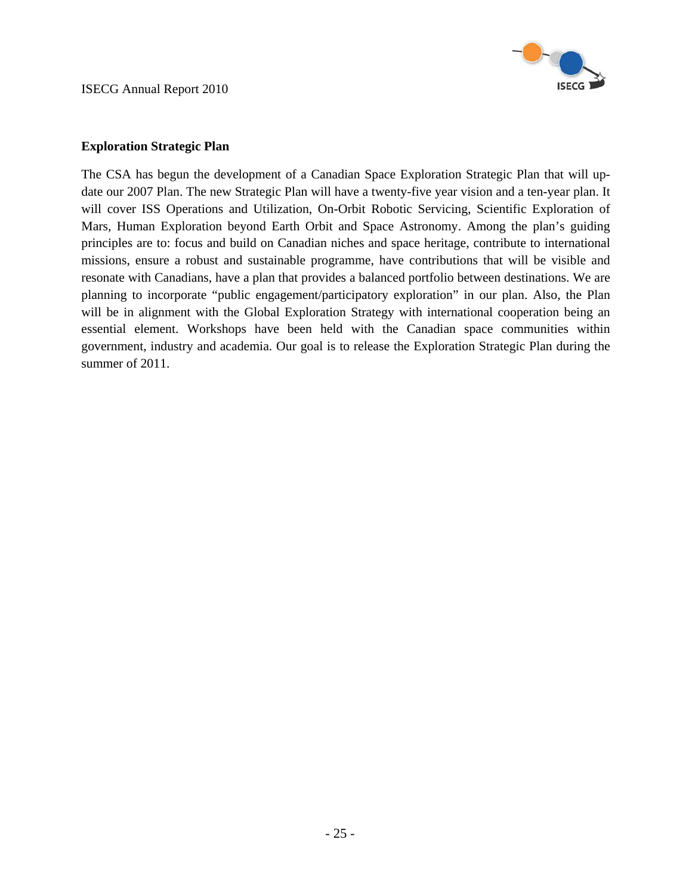### Exploration Strategic Plan

The CSA has begun the development of a Canadian Space Exploration Strategic Plan that will update our 2007 Plan. The new Strategic Plan will have a twenty-five year vision and a ten-year plan. It will cover ISS Operations and Utilization, On-Orbit Robotic Servicing, Scientific Exploration of Mars, Human Exploration beyond Earth Orbit and Space Astronomy. Among the plan's guiding principles are to: focus and build on Canadian niches and space heritage, contribute to international missions, ensure a robust and sustainable programme, have contributions that will be visible and resonate with Canadians, have a plan that provides a balanced portfolio between destinations. We are planning to incorporate "public engagement/participatory exploration" in our plan. Also, the Plan will be in alignment with the Global Exploration Strategy with international cooperation being an essential element. Workshops have been held with the Canadian space communities within government, industry and academia. Our goal is to release the Exploration Strategic Plan during the summer of 2011.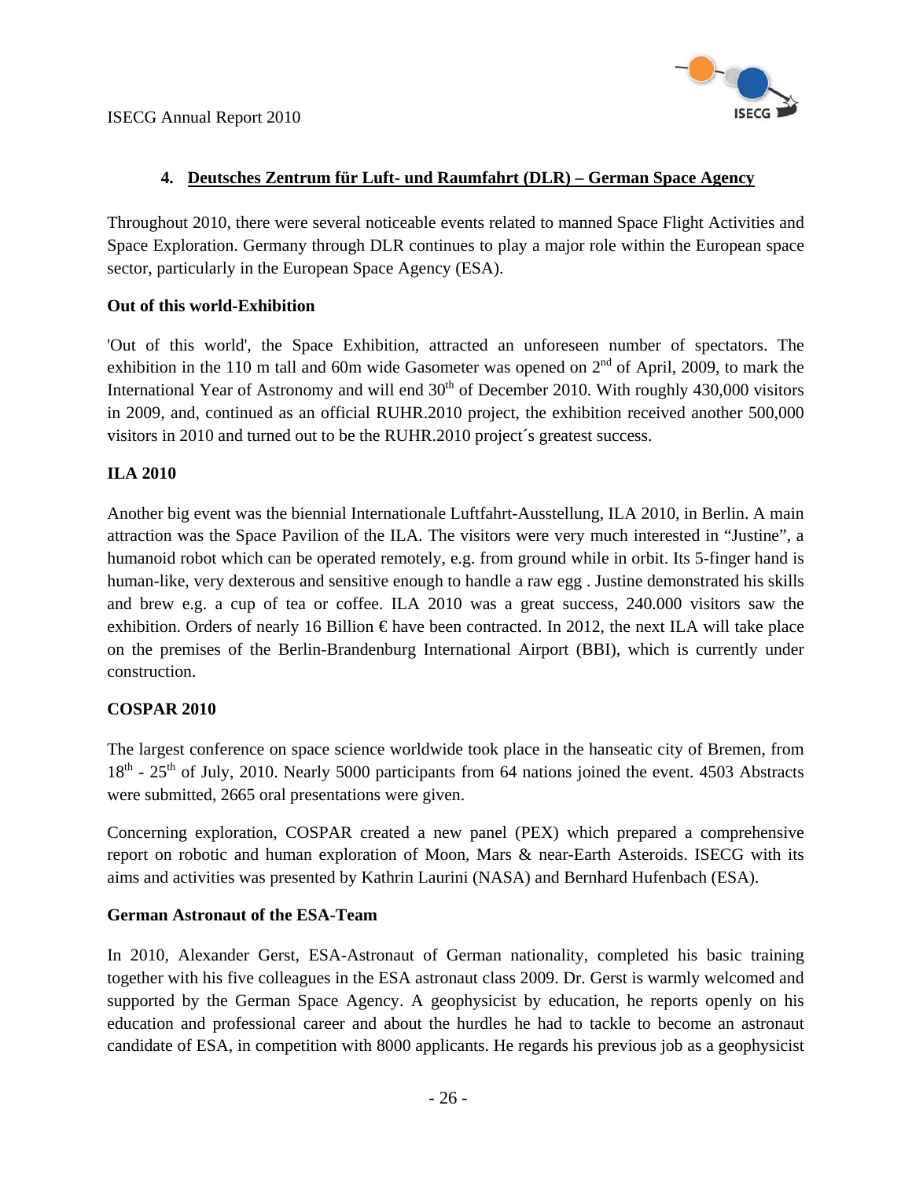## 4. Deutsches Zentrum für Luft- und Raumfahrt (DLR) – German Space Agency

Throughout 2010, there were several noticeable events related to manned Space Flight Activities and Space Exploration. Germany through DLR continues to play a major role within the European space sector, particularly in the European Space Agency (ESA).

**Out of this world-Exhibition**

'Out of this world', the Space Exhibition, attracted an unforeseen number of spectators. The exhibition in the 110 m tall and 60m wide Gasometer was opened on 2nd of April, 2009, to mark the International Year of Astronomy and will end 30th of December 2010. With roughly 430,000 visitors in 2009, and, continued as an official RUHR.2010 project, the exhibition received another 500,000 visitors in 2010 and turned out to be the RUHR.2010 project´s greatest success.

**ILA 2010**

Another big event was the biennial Internationale Luftfahrt-Ausstellung, ILA 2010, in Berlin. A main attraction was the Space Pavilion of the ILA. The visitors were very much interested in "Justine", a humanoid robot which can be operated remotely, e.g. from ground while in orbit. Its 5-finger hand is human-like, very dexterous and sensitive enough to handle a raw egg . Justine demonstrated his skills and brew e.g. a cup of tea or coffee. ILA 2010 was a great success, 240.000 visitors saw the exhibition. Orders of nearly 16 Billion € have been contracted. In 2012, the next ILA will take place on the premises of the Berlin-Brandenburg International Airport (BBI), which is currently under construction.

**COSPAR 2010**

The largest conference on space science worldwide took place in the hanseatic city of Bremen, from 18th - 25th of July, 2010. Nearly 5000 participants from 64 nations joined the event. 4503 Abstracts were submitted, 2665 oral presentations were given.

Concerning exploration, COSPAR created a new panel (PEX) which prepared a comprehensive report on robotic and human exploration of Moon, Mars & near-Earth Asteroids. ISECG with its aims and activities was presented by Kathrin Laurini (NASA) and Bernhard Hufenbach (ESA).

**German Astronaut of the ESA-Team**

In 2010, Alexander Gerst, ESA-Astronaut of German nationality, completed his basic training together with his five colleagues in the ESA astronaut class 2009. Dr. Gerst is warmly welcomed and supported by the German Space Agency. A geophysicist by education, he reports openly on his education and professional career and about the hurdles he had to tackle to become an astronaut candidate of ESA, in competition with 8000 applicants. He regards his previous job as a geophysicist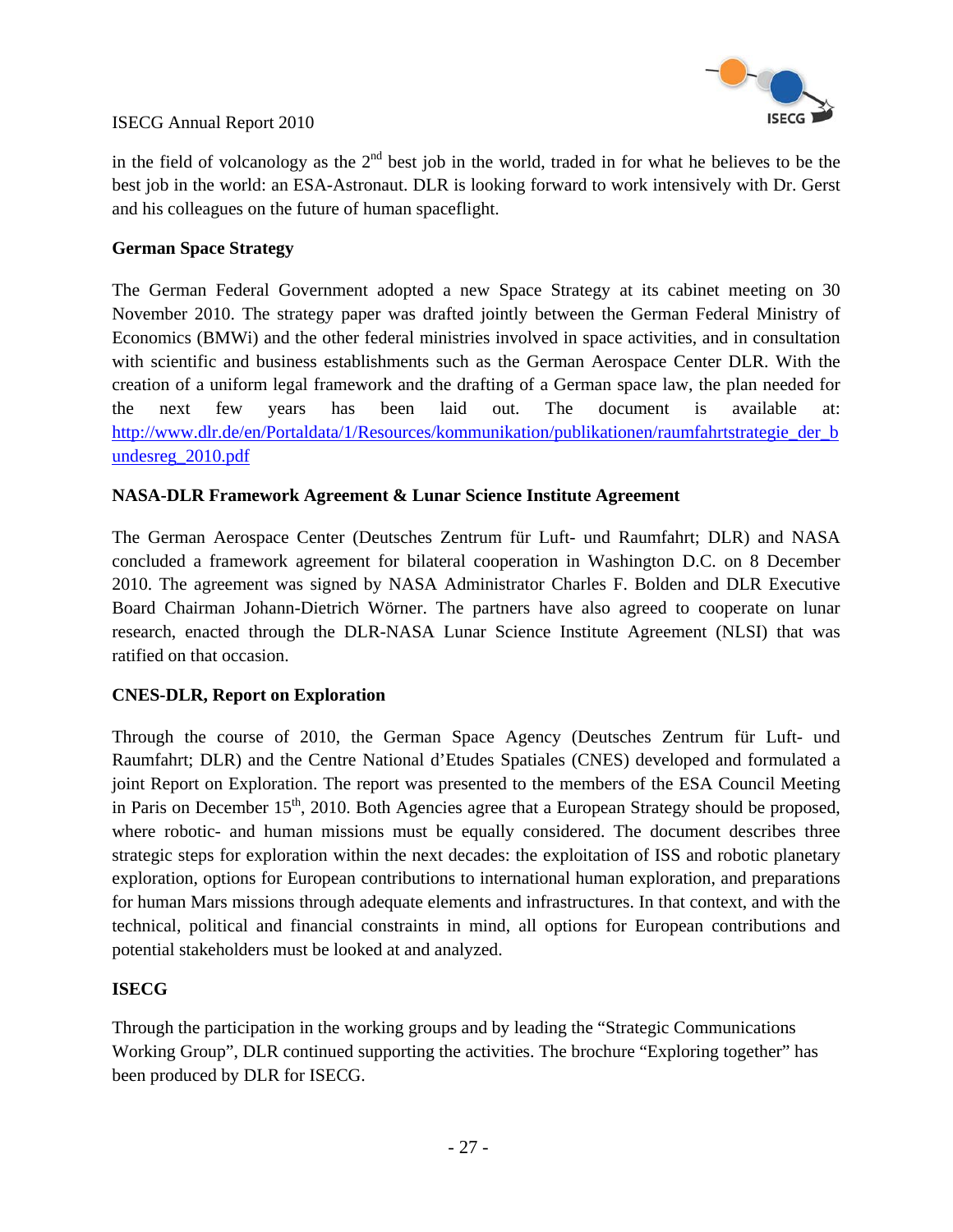in the field of volcanology as the 2nd best job in the world, traded in for what he believes to be the best job in the world: an ESA-Astronaut. DLR is looking forward to work intensively with Dr. Gerst and his colleagues on the future of human spaceflight.

**German Space Strategy**

The German Federal Government adopted a new Space Strategy at its cabinet meeting on 30 November 2010. The strategy paper was drafted jointly between the German Federal Ministry of Economics (BMWi) and the other federal ministries involved in space activities, and in consultation with scientific and business establishments such as the German Aerospace Center DLR. With the creation of a uniform legal framework and the drafting of a German space law, the plan needed for the next few years has been laid out. The document is available at: http://www.dlr.de/en/Portaldata/1/Resources/kommunikation/publikationen/raumfahrtstrategie_der_bundesreg_2010.pdf

**NASA-DLR Framework Agreement & Lunar Science Institute Agreement**

The German Aerospace Center (Deutsches Zentrum für Luft- und Raumfahrt; DLR) and NASA concluded a framework agreement for bilateral cooperation in Washington D.C. on 8 December 2010. The agreement was signed by NASA Administrator Charles F. Bolden and DLR Executive Board Chairman Johann-Dietrich Wörner. The partners have also agreed to cooperate on lunar research, enacted through the DLR-NASA Lunar Science Institute Agreement (NLSI) that was ratified on that occasion.

**CNES-DLR, Report on Exploration**

Through the course of 2010, the German Space Agency (Deutsches Zentrum für Luft- und Raumfahrt; DLR) and the Centre National d'Etudes Spatiales (CNES) developed and formulated a joint Report on Exploration. The report was presented to the members of the ESA Council Meeting in Paris on December 15th, 2010. Both Agencies agree that a European Strategy should be proposed, where robotic- and human missions must be equally considered. The document describes three strategic steps for exploration within the next decades: the exploitation of ISS and robotic planetary exploration, options for European contributions to international human exploration, and preparations for human Mars missions through adequate elements and infrastructures. In that context, and with the technical, political and financial constraints in mind, all options for European contributions and potential stakeholders must be looked at and analyzed.

**ISECG**

Through the participation in the working groups and by leading the "Strategic Communications Working Group", DLR continued supporting the activities. The brochure "Exploring together" has been produced by DLR for ISECG.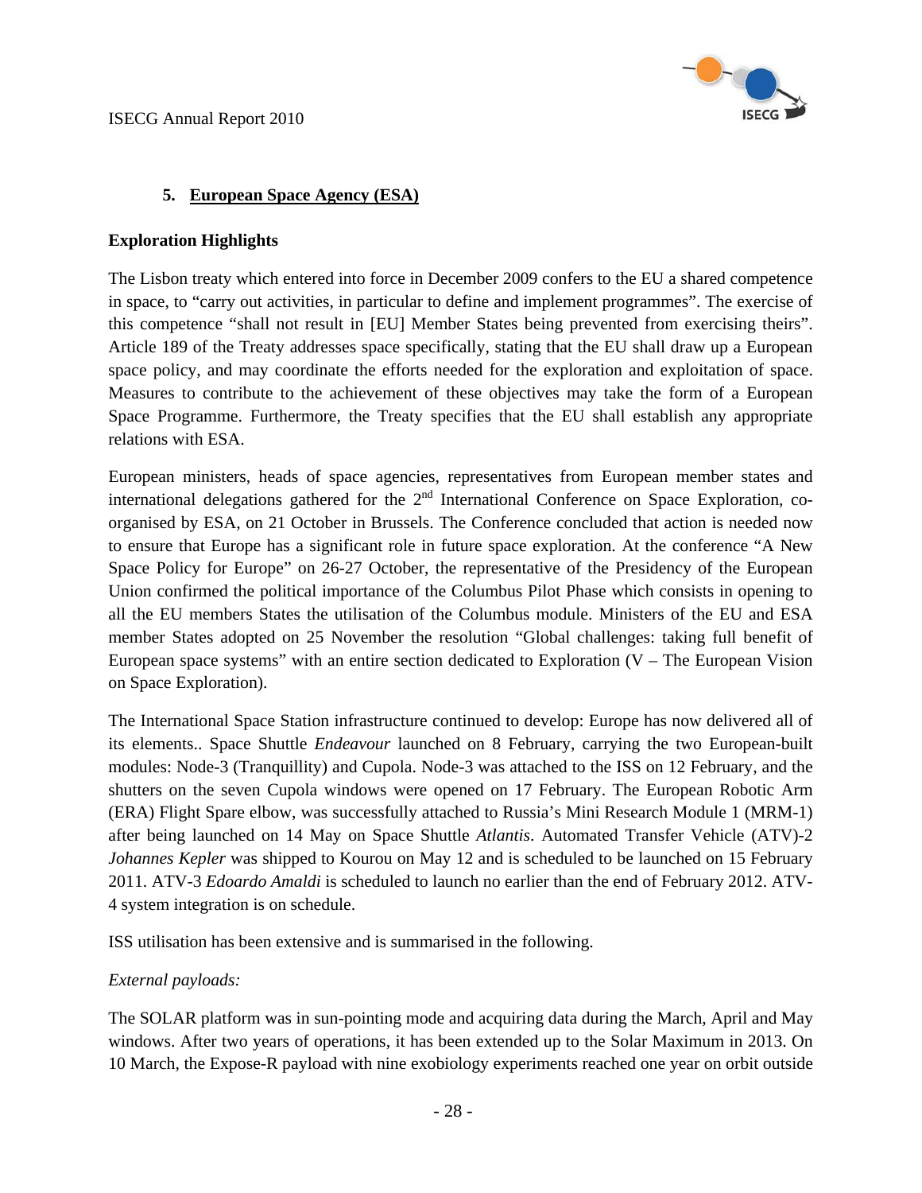## 5. European Space Agency (ESA)

### Exploration Highlights

The Lisbon treaty which entered into force in December 2009 confers to the EU a shared competence in space, to "carry out activities, in particular to define and implement programmes". The exercise of this competence "shall not result in [EU] Member States being prevented from exercising theirs". Article 189 of the Treaty addresses space specifically, stating that the EU shall draw up a European space policy, and may coordinate the efforts needed for the exploration and exploitation of space. Measures to contribute to the achievement of these objectives may take the form of a European Space Programme. Furthermore, the Treaty specifies that the EU shall establish any appropriate relations with ESA.

European ministers, heads of space agencies, representatives from European member states and international delegations gathered for the 2nd International Conference on Space Exploration, co-organised by ESA, on 21 October in Brussels. The Conference concluded that action is needed now to ensure that Europe has a significant role in future space exploration. At the conference "A New Space Policy for Europe" on 26-27 October, the representative of the Presidency of the European Union confirmed the political importance of the Columbus Pilot Phase which consists in opening to all the EU members States the utilisation of the Columbus module. Ministers of the EU and ESA member States adopted on 25 November the resolution "Global challenges: taking full benefit of European space systems" with an entire section dedicated to Exploration (V – The European Vision on Space Exploration).

The International Space Station infrastructure continued to develop: Europe has now delivered all of its elements.. Space Shuttle *Endeavour* launched on 8 February, carrying the two European-built modules: Node-3 (Tranquillity) and Cupola. Node-3 was attached to the ISS on 12 February, and the shutters on the seven Cupola windows were opened on 17 February. The European Robotic Arm (ERA) Flight Spare elbow, was successfully attached to Russia's Mini Research Module 1 (MRM-1) after being launched on 14 May on Space Shuttle *Atlantis*. Automated Transfer Vehicle (ATV)-2 *Johannes Kepler* was shipped to Kourou on May 12 and is scheduled to be launched on 15 February 2011. ATV-3 *Edoardo Amaldi* is scheduled to launch no earlier than the end of February 2012. ATV-4 system integration is on schedule.

ISS utilisation has been extensive and is summarised in the following.

*External payloads:*

The SOLAR platform was in sun-pointing mode and acquiring data during the March, April and May windows. After two years of operations, it has been extended up to the Solar Maximum in 2013. On 10 March, the Expose-R payload with nine exobiology experiments reached one year on orbit outside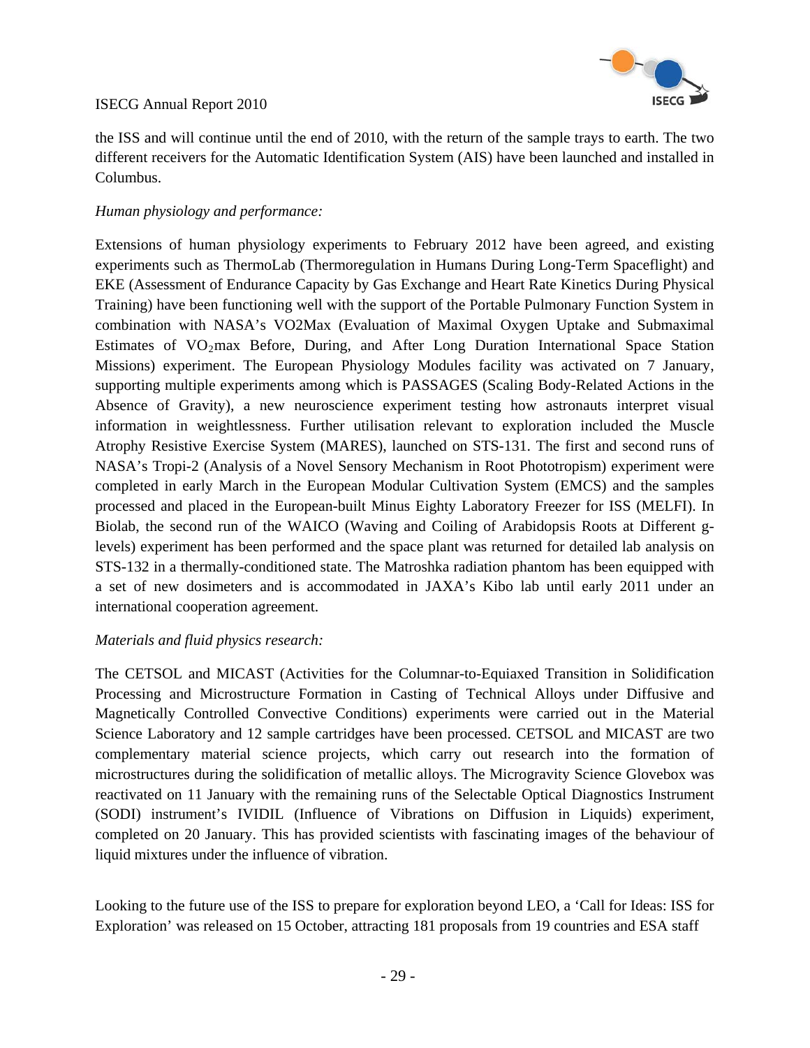the ISS and will continue until the end of 2010, with the return of the sample trays to earth. The two different receivers for the Automatic Identification System (AIS) have been launched and installed in Columbus.

*Human physiology and performance:*

Extensions of human physiology experiments to February 2012 have been agreed, and existing experiments such as ThermoLab (Thermoregulation in Humans During Long-Term Spaceflight) and EKE (Assessment of Endurance Capacity by Gas Exchange and Heart Rate Kinetics During Physical Training) have been functioning well with the support of the Portable Pulmonary Function System in combination with NASA's VO2Max (Evaluation of Maximal Oxygen Uptake and Submaximal Estimates of $VO_2$max Before, During, and After Long Duration International Space Station Missions) experiment. The European Physiology Modules facility was activated on 7 January, supporting multiple experiments among which is PASSAGES (Scaling Body-Related Actions in the Absence of Gravity), a new neuroscience experiment testing how astronauts interpret visual information in weightlessness. Further utilisation relevant to exploration included the Muscle Atrophy Resistive Exercise System (MARES), launched on STS-131. The first and second runs of NASA's Tropi-2 (Analysis of a Novel Sensory Mechanism in Root Phototropism) experiment were completed in early March in the European Modular Cultivation System (EMCS) and the samples processed and placed in the European-built Minus Eighty Laboratory Freezer for ISS (MELFI). In Biolab, the second run of the WAICO (Waving and Coiling of Arabidopsis Roots at Different g-levels) experiment has been performed and the space plant was returned for detailed lab analysis on STS-132 in a thermally-conditioned state. The Matroshka radiation phantom has been equipped with a set of new dosimeters and is accommodated in JAXA's Kibo lab until early 2011 under an international cooperation agreement.

*Materials and fluid physics research:*

The CETSOL and MICAST (Activities for the Columnar-to-Equiaxed Transition in Solidification Processing and Microstructure Formation in Casting of Technical Alloys under Diffusive and Magnetically Controlled Convective Conditions) experiments were carried out in the Material Science Laboratory and 12 sample cartridges have been processed. CETSOL and MICAST are two complementary material science projects, which carry out research into the formation of microstructures during the solidification of metallic alloys. The Microgravity Science Glovebox was reactivated on 11 January with the remaining runs of the Selectable Optical Diagnostics Instrument (SODI) instrument's IVIDIL (Influence of Vibrations on Diffusion in Liquids) experiment, completed on 20 January. This has provided scientists with fascinating images of the behaviour of liquid mixtures under the influence of vibration.

Looking to the future use of the ISS to prepare for exploration beyond LEO, a 'Call for Ideas: ISS for Exploration' was released on 15 October, attracting 181 proposals from 19 countries and ESA staff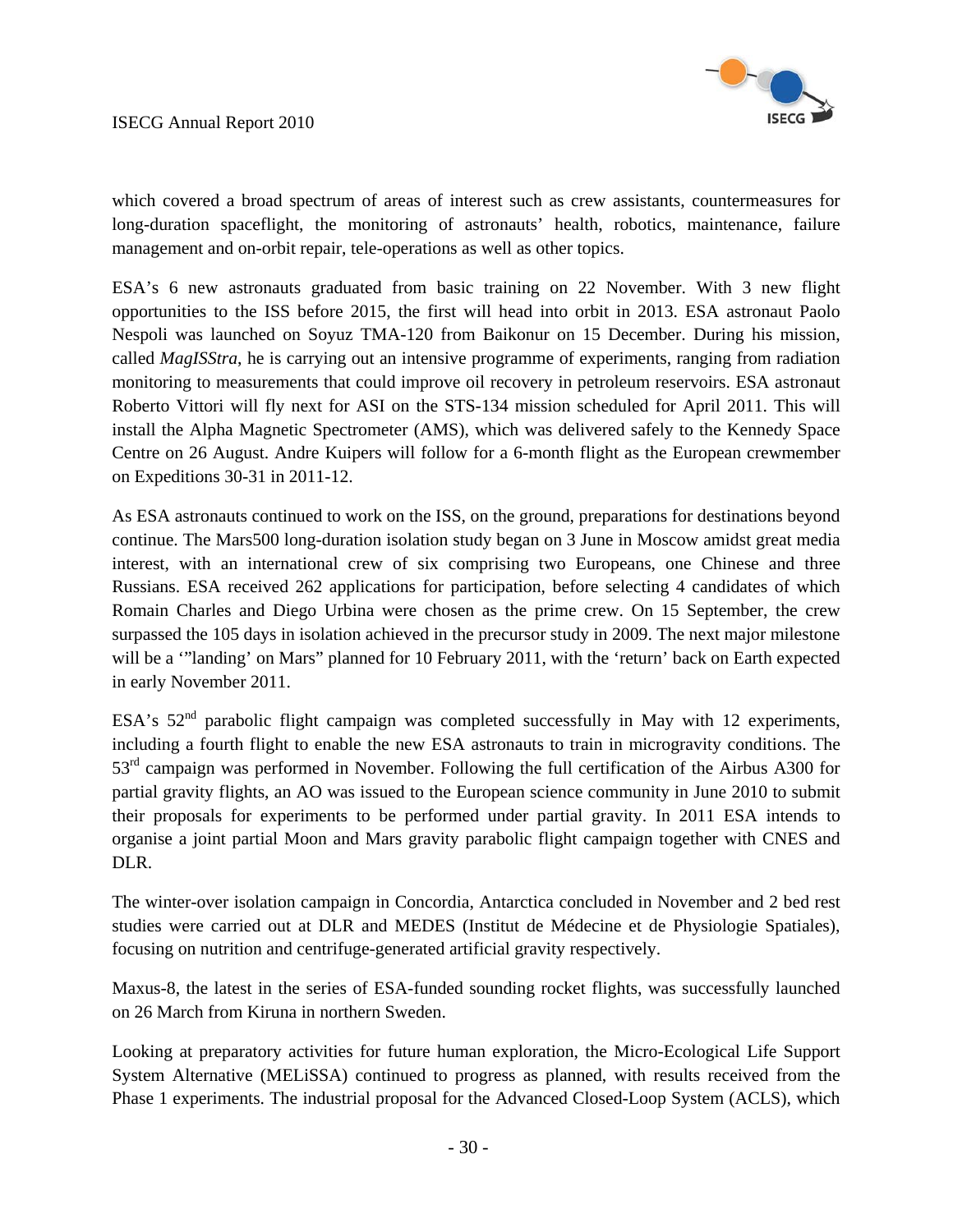which covered a broad spectrum of areas of interest such as crew assistants, countermeasures for long-duration spaceflight, the monitoring of astronauts' health, robotics, maintenance, failure management and on-orbit repair, tele-operations as well as other topics.

ESA's 6 new astronauts graduated from basic training on 22 November. With 3 new flight opportunities to the ISS before 2015, the first will head into orbit in 2013. ESA astronaut Paolo Nespoli was launched on Soyuz TMA-120 from Baikonur on 15 December. During his mission, called *MagISStra*, he is carrying out an intensive programme of experiments, ranging from radiation monitoring to measurements that could improve oil recovery in petroleum reservoirs. ESA astronaut Roberto Vittori will fly next for ASI on the STS-134 mission scheduled for April 2011. This will install the Alpha Magnetic Spectrometer (AMS), which was delivered safely to the Kennedy Space Centre on 26 August. Andre Kuipers will follow for a 6-month flight as the European crewmember on Expeditions 30-31 in 2011-12.

As ESA astronauts continued to work on the ISS, on the ground, preparations for destinations beyond continue. The Mars500 long-duration isolation study began on 3 June in Moscow amidst great media interest, with an international crew of six comprising two Europeans, one Chinese and three Russians. ESA received 262 applications for participation, before selecting 4 candidates of which Romain Charles and Diego Urbina were chosen as the prime crew. On 15 September, the crew surpassed the 105 days in isolation achieved in the precursor study in 2009. The next major milestone will be a '"landing' on Mars" planned for 10 February 2011, with the 'return' back on Earth expected in early November 2011.

ESA's 52nd parabolic flight campaign was completed successfully in May with 12 experiments, including a fourth flight to enable the new ESA astronauts to train in microgravity conditions. The 53rd campaign was performed in November. Following the full certification of the Airbus A300 for partial gravity flights, an AO was issued to the European science community in June 2010 to submit their proposals for experiments to be performed under partial gravity. In 2011 ESA intends to organise a joint partial Moon and Mars gravity parabolic flight campaign together with CNES and DLR.

The winter-over isolation campaign in Concordia, Antarctica concluded in November and 2 bed rest studies were carried out at DLR and MEDES (Institut de Médecine et de Physiologie Spatiales), focusing on nutrition and centrifuge-generated artificial gravity respectively.

Maxus-8, the latest in the series of ESA-funded sounding rocket flights, was successfully launched on 26 March from Kiruna in northern Sweden.

Looking at preparatory activities for future human exploration, the Micro-Ecological Life Support System Alternative (MELiSSA) continued to progress as planned, with results received from the Phase 1 experiments. The industrial proposal for the Advanced Closed-Loop System (ACLS), which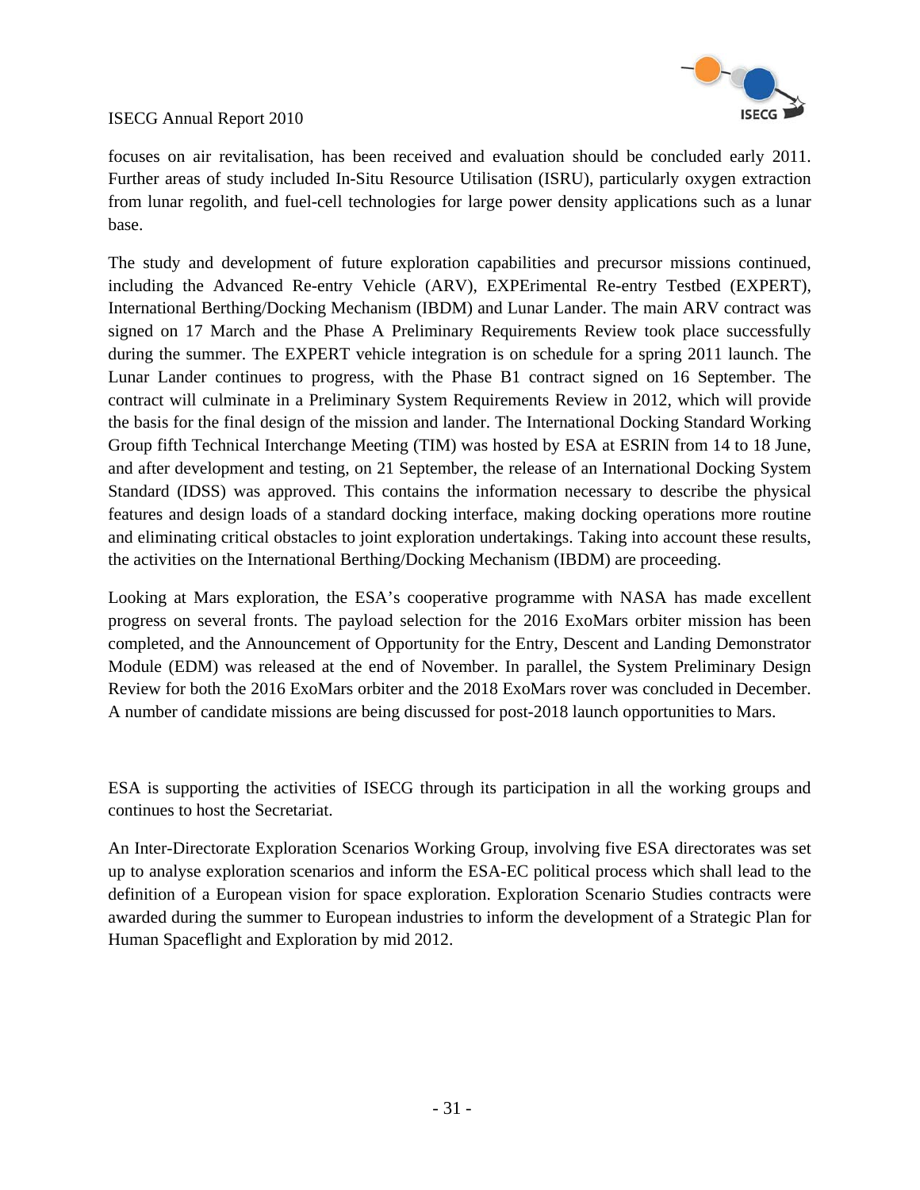focuses on air revitalisation, has been received and evaluation should be concluded early 2011. Further areas of study included In-Situ Resource Utilisation (ISRU), particularly oxygen extraction from lunar regolith, and fuel-cell technologies for large power density applications such as a lunar base.

The study and development of future exploration capabilities and precursor missions continued, including the Advanced Re-entry Vehicle (ARV), EXPErimental Re-entry Testbed (EXPERT), International Berthing/Docking Mechanism (IBDM) and Lunar Lander. The main ARV contract was signed on 17 March and the Phase A Preliminary Requirements Review took place successfully during the summer. The EXPERT vehicle integration is on schedule for a spring 2011 launch. The Lunar Lander continues to progress, with the Phase B1 contract signed on 16 September. The contract will culminate in a Preliminary System Requirements Review in 2012, which will provide the basis for the final design of the mission and lander. The International Docking Standard Working Group fifth Technical Interchange Meeting (TIM) was hosted by ESA at ESRIN from 14 to 18 June, and after development and testing, on 21 September, the release of an International Docking System Standard (IDSS) was approved. This contains the information necessary to describe the physical features and design loads of a standard docking interface, making docking operations more routine and eliminating critical obstacles to joint exploration undertakings. Taking into account these results, the activities on the International Berthing/Docking Mechanism (IBDM) are proceeding.

Looking at Mars exploration, the ESA's cooperative programme with NASA has made excellent progress on several fronts. The payload selection for the 2016 ExoMars orbiter mission has been completed, and the Announcement of Opportunity for the Entry, Descent and Landing Demonstrator Module (EDM) was released at the end of November. In parallel, the System Preliminary Design Review for both the 2016 ExoMars orbiter and the 2018 ExoMars rover was concluded in December. A number of candidate missions are being discussed for post-2018 launch opportunities to Mars.

ESA is supporting the activities of ISECG through its participation in all the working groups and continues to host the Secretariat.

An Inter-Directorate Exploration Scenarios Working Group, involving five ESA directorates was set up to analyse exploration scenarios and inform the ESA-EC political process which shall lead to the definition of a European vision for space exploration. Exploration Scenario Studies contracts were awarded during the summer to European industries to inform the development of a Strategic Plan for Human Spaceflight and Exploration by mid 2012.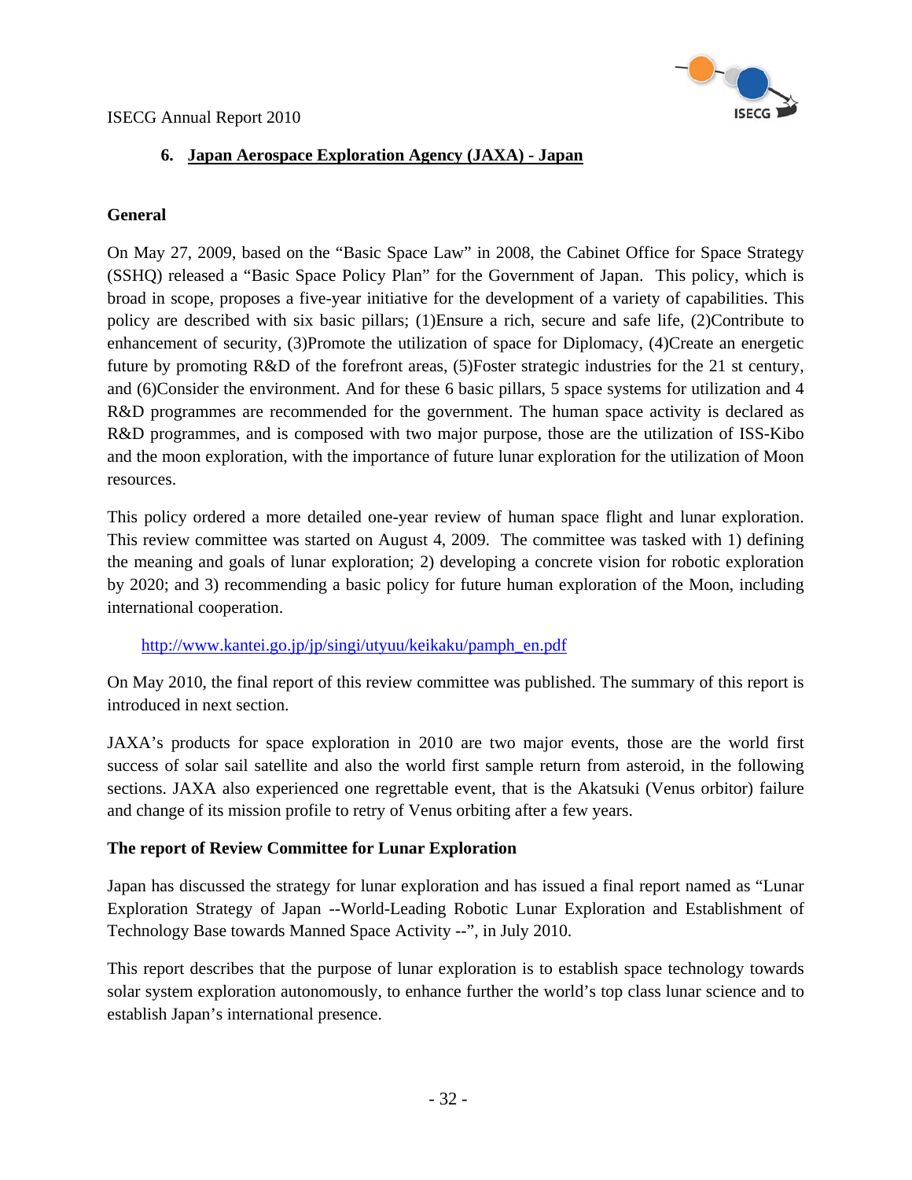## 6. Japan Aerospace Exploration Agency (JAXA) - Japan

### General

On May 27, 2009, based on the "Basic Space Law" in 2008, the Cabinet Office for Space Strategy (SSHQ) released a "Basic Space Policy Plan" for the Government of Japan. This policy, which is broad in scope, proposes a five-year initiative for the development of a variety of capabilities. This policy are described with six basic pillars; (1)Ensure a rich, secure and safe life, (2)Contribute to enhancement of security, (3)Promote the utilization of space for Diplomacy, (4)Create an energetic future by promoting R&D of the forefront areas, (5)Foster strategic industries for the 21 st century, and (6)Consider the environment. And for these 6 basic pillars, 5 space systems for utilization and 4 R&D programmes are recommended for the government. The human space activity is declared as R&D programmes, and is composed with two major purpose, those are the utilization of ISS-Kibo and the moon exploration, with the importance of future lunar exploration for the utilization of Moon resources.

This policy ordered a more detailed one-year review of human space flight and lunar exploration. This review committee was started on August 4, 2009. The committee was tasked with 1) defining the meaning and goals of lunar exploration; 2) developing a concrete vision for robotic exploration by 2020; and 3) recommending a basic policy for future human exploration of the Moon, including international cooperation.

http://www.kantei.go.jp/jp/singi/utyuu/keikaku/pamph_en.pdf

On May 2010, the final report of this review committee was published. The summary of this report is introduced in next section.

JAXA's products for space exploration in 2010 are two major events, those are the world first success of solar sail satellite and also the world first sample return from asteroid, in the following sections. JAXA also experienced one regrettable event, that is the Akatsuki (Venus orbitor) failure and change of its mission profile to retry of Venus orbiting after a few years.

### The report of Review Committee for Lunar Exploration

Japan has discussed the strategy for lunar exploration and has issued a final report named as "Lunar Exploration Strategy of Japan --World-Leading Robotic Lunar Exploration and Establishment of Technology Base towards Manned Space Activity --", in July 2010.

This report describes that the purpose of lunar exploration is to establish space technology towards solar system exploration autonomously, to enhance further the world's top class lunar science and to establish Japan's international presence.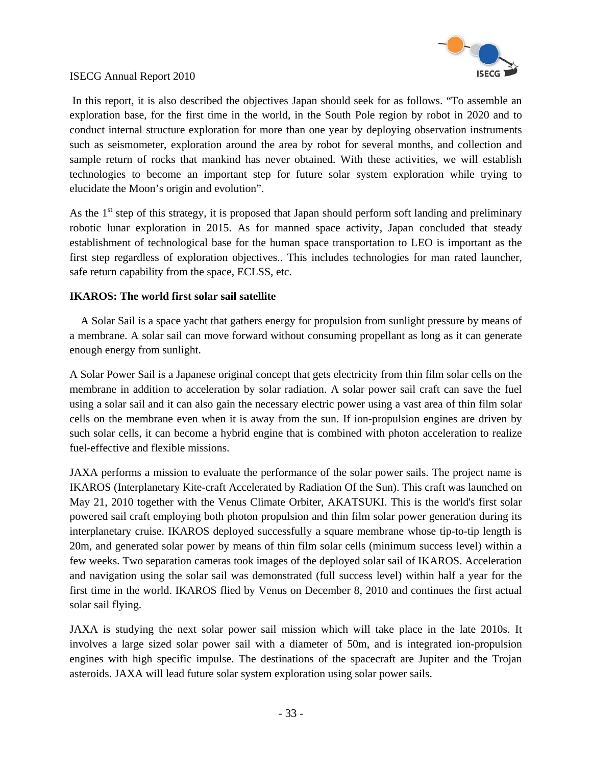In this report, it is also described the objectives Japan should seek for as follows. "To assemble an exploration base, for the first time in the world, in the South Pole region by robot in 2020 and to conduct internal structure exploration for more than one year by deploying observation instruments such as seismometer, exploration around the area by robot for several months, and collection and sample return of rocks that mankind has never obtained. With these activities, we will establish technologies to become an important step for future solar system exploration while trying to elucidate the Moon's origin and evolution".

As the 1st step of this strategy, it is proposed that Japan should perform soft landing and preliminary robotic lunar exploration in 2015. As for manned space activity, Japan concluded that steady establishment of technological base for the human space transportation to LEO is important as the first step regardless of exploration objectives.. This includes technologies for man rated launcher, safe return capability from the space, ECLSS, etc.

**IKAROS: The world first solar sail satellite**

A Solar Sail is a space yacht that gathers energy for propulsion from sunlight pressure by means of a membrane. A solar sail can move forward without consuming propellant as long as it can generate enough energy from sunlight.

A Solar Power Sail is a Japanese original concept that gets electricity from thin film solar cells on the membrane in addition to acceleration by solar radiation. A solar power sail craft can save the fuel using a solar sail and it can also gain the necessary electric power using a vast area of thin film solar cells on the membrane even when it is away from the sun. If ion-propulsion engines are driven by such solar cells, it can become a hybrid engine that is combined with photon acceleration to realize fuel-effective and flexible missions.

JAXA performs a mission to evaluate the performance of the solar power sails. The project name is IKAROS (Interplanetary Kite-craft Accelerated by Radiation Of the Sun). This craft was launched on May 21, 2010 together with the Venus Climate Orbiter, AKATSUKI. This is the world's first solar powered sail craft employing both photon propulsion and thin film solar power generation during its interplanetary cruise. IKAROS deployed successfully a square membrane whose tip-to-tip length is 20m, and generated solar power by means of thin film solar cells (minimum success level) within a few weeks. Two separation cameras took images of the deployed solar sail of IKAROS. Acceleration and navigation using the solar sail was demonstrated (full success level) within half a year for the first time in the world. IKAROS flied by Venus on December 8, 2010 and continues the first actual solar sail flying.

JAXA is studying the next solar power sail mission which will take place in the late 2010s. It involves a large sized solar power sail with a diameter of 50m, and is integrated ion-propulsion engines with high specific impulse. The destinations of the spacecraft are Jupiter and the Trojan asteroids. JAXA will lead future solar system exploration using solar power sails.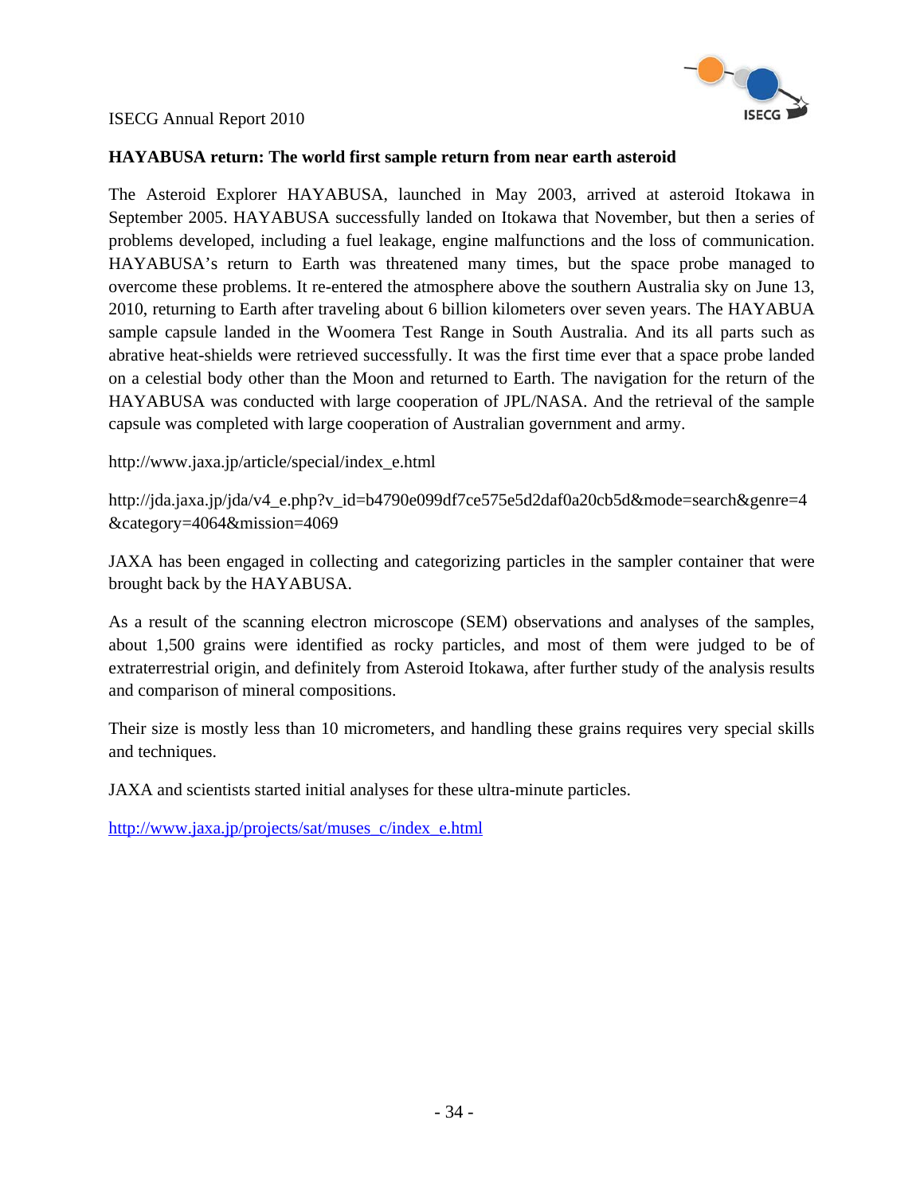**HAYABUSA return: The world first sample return from near earth asteroid**

The Asteroid Explorer HAYABUSA, launched in May 2003, arrived at asteroid Itokawa in September 2005. HAYABUSA successfully landed on Itokawa that November, but then a series of problems developed, including a fuel leakage, engine malfunctions and the loss of communication. HAYABUSA's return to Earth was threatened many times, but the space probe managed to overcome these problems. It re-entered the atmosphere above the southern Australia sky on June 13, 2010, returning to Earth after traveling about 6 billion kilometers over seven years. The HAYABUA sample capsule landed in the Woomera Test Range in South Australia. And its all parts such as abrative heat-shields were retrieved successfully. It was the first time ever that a space probe landed on a celestial body other than the Moon and returned to Earth. The navigation for the return of the HAYABUSA was conducted with large cooperation of JPL/NASA. And the retrieval of the sample capsule was completed with large cooperation of Australian government and army.

http://www.jaxa.jp/article/special/index_e.html

http://jda.jaxa.jp/jda/v4_e.php?v_id=b4790e099df7ce575e5d2daf0a20cb5d&mode=search&genre=4&category=4064&mission=4069

JAXA has been engaged in collecting and categorizing particles in the sampler container that were brought back by the HAYABUSA.

As a result of the scanning electron microscope (SEM) observations and analyses of the samples, about 1,500 grains were identified as rocky particles, and most of them were judged to be of extraterrestrial origin, and definitely from Asteroid Itokawa, after further study of the analysis results and comparison of mineral compositions.

Their size is mostly less than 10 micrometers, and handling these grains requires very special skills and techniques.

JAXA and scientists started initial analyses for these ultra-minute particles.

http://www.jaxa.jp/projects/sat/muses_c/index_e.html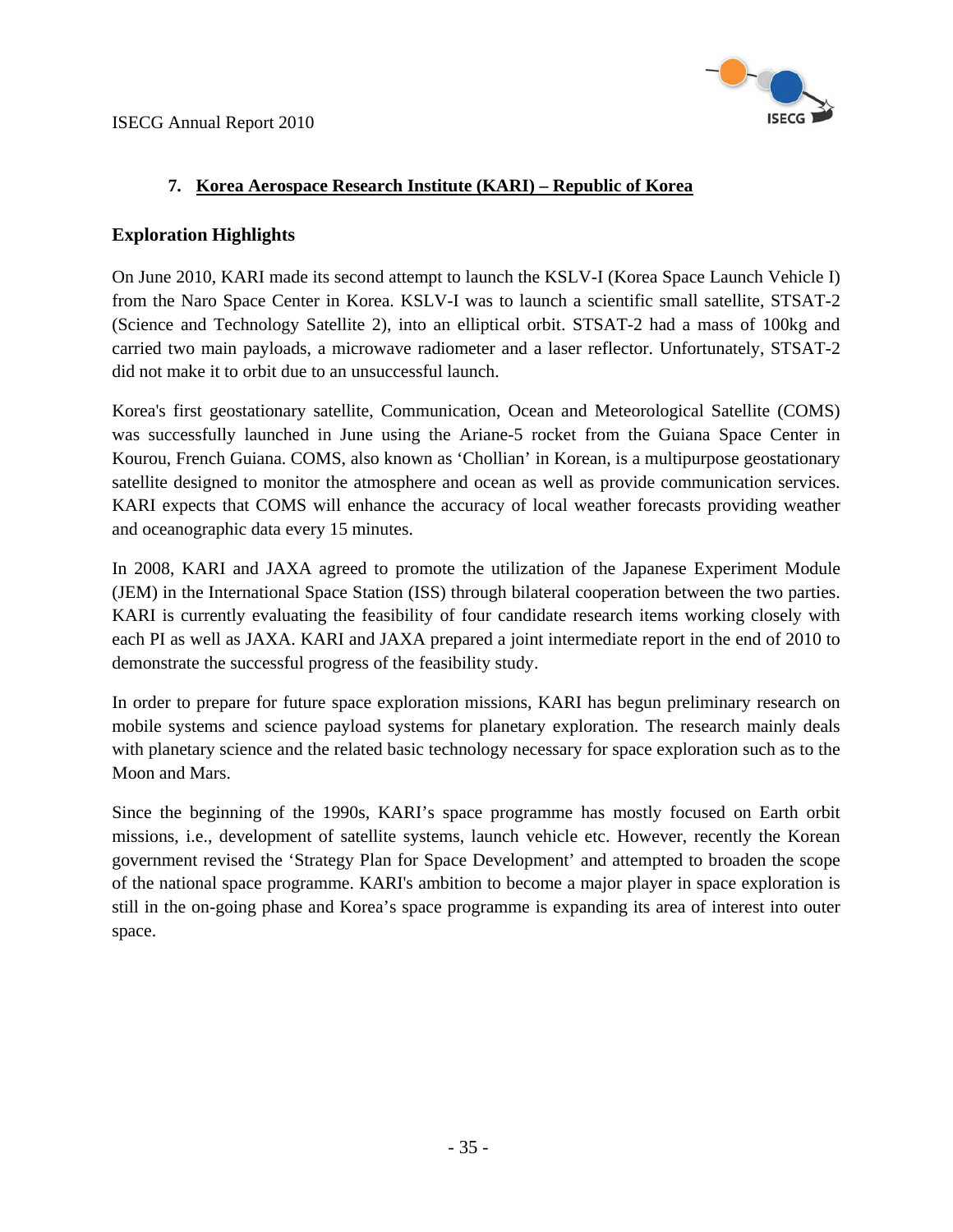## 7. Korea Aerospace Research Institute (KARI) – Republic of Korea

### Exploration Highlights

On June 2010, KARI made its second attempt to launch the KSLV-I (Korea Space Launch Vehicle I) from the Naro Space Center in Korea. KSLV-I was to launch a scientific small satellite, STSAT-2 (Science and Technology Satellite 2), into an elliptical orbit. STSAT-2 had a mass of 100kg and carried two main payloads, a microwave radiometer and a laser reflector. Unfortunately, STSAT-2 did not make it to orbit due to an unsuccessful launch.

Korea's first geostationary satellite, Communication, Ocean and Meteorological Satellite (COMS) was successfully launched in June using the Ariane-5 rocket from the Guiana Space Center in Kourou, French Guiana. COMS, also known as 'Chollian' in Korean, is a multipurpose geostationary satellite designed to monitor the atmosphere and ocean as well as provide communication services. KARI expects that COMS will enhance the accuracy of local weather forecasts providing weather and oceanographic data every 15 minutes.

In 2008, KARI and JAXA agreed to promote the utilization of the Japanese Experiment Module (JEM) in the International Space Station (ISS) through bilateral cooperation between the two parties. KARI is currently evaluating the feasibility of four candidate research items working closely with each PI as well as JAXA. KARI and JAXA prepared a joint intermediate report in the end of 2010 to demonstrate the successful progress of the feasibility study.

In order to prepare for future space exploration missions, KARI has begun preliminary research on mobile systems and science payload systems for planetary exploration. The research mainly deals with planetary science and the related basic technology necessary for space exploration such as to the Moon and Mars.

Since the beginning of the 1990s, KARI's space programme has mostly focused on Earth orbit missions, i.e., development of satellite systems, launch vehicle etc. However, recently the Korean government revised the 'Strategy Plan for Space Development' and attempted to broaden the scope of the national space programme. KARI's ambition to become a major player in space exploration is still in the on-going phase and Korea's space programme is expanding its area of interest into outer space.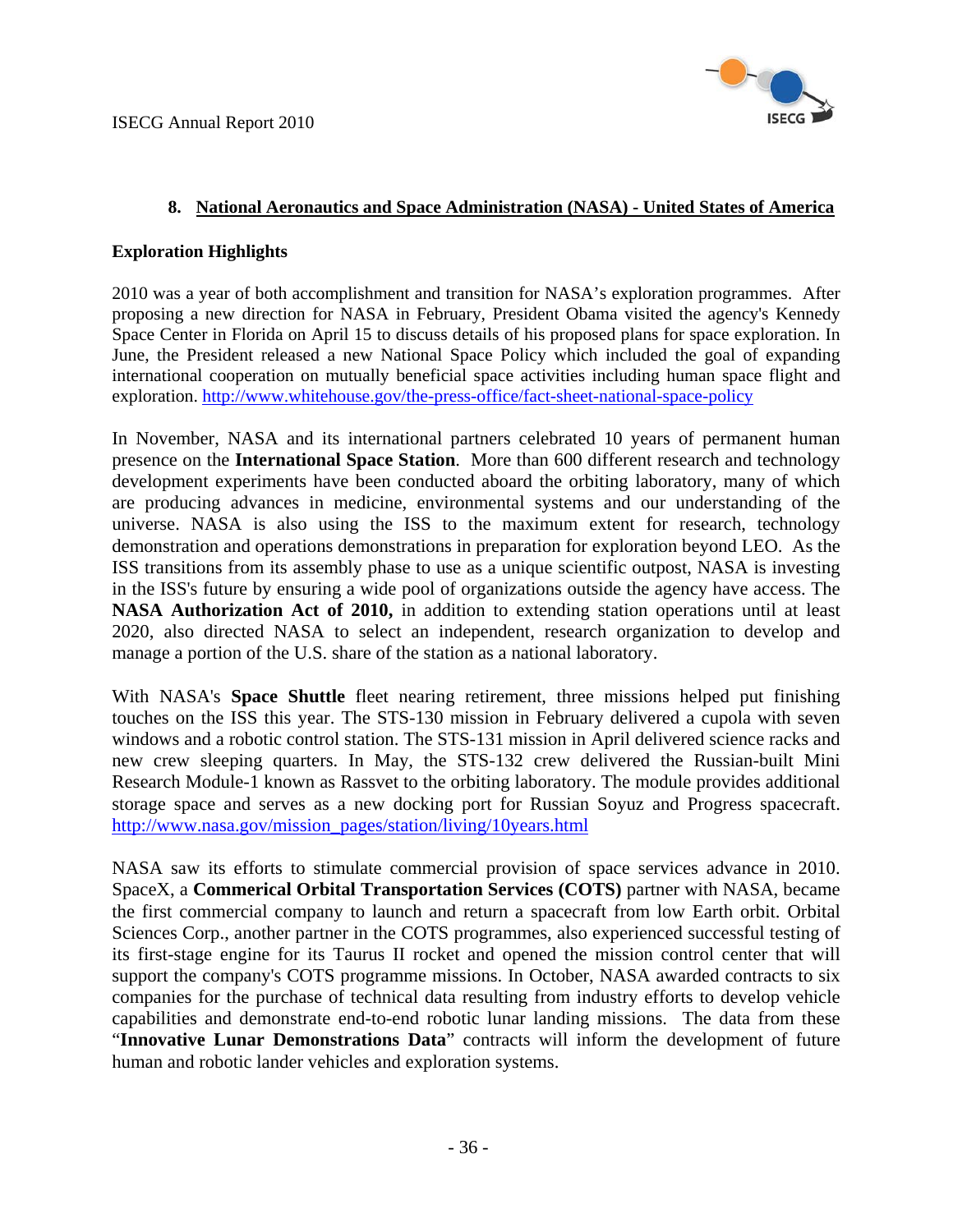## 8. National Aeronautics and Space Administration (NASA) - United States of America

**Exploration Highlights**

2010 was a year of both accomplishment and transition for NASA's exploration programmes. After proposing a new direction for NASA in February, President Obama visited the agency's Kennedy Space Center in Florida on April 15 to discuss details of his proposed plans for space exploration. In June, the President released a new National Space Policy which included the goal of expanding international cooperation on mutually beneficial space activities including human space flight and exploration. http://www.whitehouse.gov/the-press-office/fact-sheet-national-space-policy

In November, NASA and its international partners celebrated 10 years of permanent human presence on the **International Space Station**. More than 600 different research and technology development experiments have been conducted aboard the orbiting laboratory, many of which are producing advances in medicine, environmental systems and our understanding of the universe. NASA is also using the ISS to the maximum extent for research, technology demonstration and operations demonstrations in preparation for exploration beyond LEO. As the ISS transitions from its assembly phase to use as a unique scientific outpost, NASA is investing in the ISS's future by ensuring a wide pool of organizations outside the agency have access. The **NASA Authorization Act of 2010,** in addition to extending station operations until at least 2020, also directed NASA to select an independent, research organization to develop and manage a portion of the U.S. share of the station as a national laboratory.

With NASA's **Space Shuttle** fleet nearing retirement, three missions helped put finishing touches on the ISS this year. The STS-130 mission in February delivered a cupola with seven windows and a robotic control station. The STS-131 mission in April delivered science racks and new crew sleeping quarters. In May, the STS-132 crew delivered the Russian-built Mini Research Module-1 known as Rassvet to the orbiting laboratory. The module provides additional storage space and serves as a new docking port for Russian Soyuz and Progress spacecraft. http://www.nasa.gov/mission_pages/station/living/10years.html

NASA saw its efforts to stimulate commercial provision of space services advance in 2010. SpaceX, a **Commerical Orbital Transportation Services (COTS)** partner with NASA, became the first commercial company to launch and return a spacecraft from low Earth orbit. Orbital Sciences Corp., another partner in the COTS programmes, also experienced successful testing of its first-stage engine for its Taurus II rocket and opened the mission control center that will support the company's COTS programme missions. In October, NASA awarded contracts to six companies for the purchase of technical data resulting from industry efforts to develop vehicle capabilities and demonstrate end-to-end robotic lunar landing missions. The data from these "**Innovative Lunar Demonstrations Data**" contracts will inform the development of future human and robotic lander vehicles and exploration systems.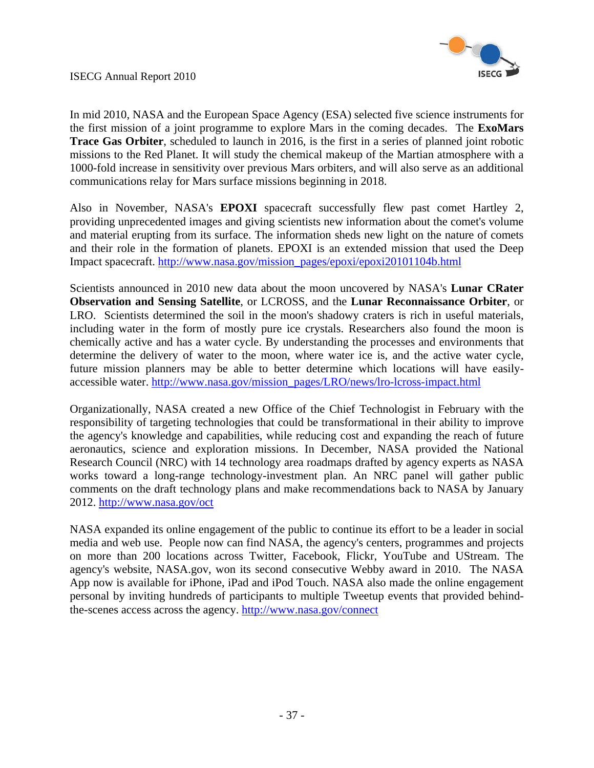In mid 2010, NASA and the European Space Agency (ESA) selected five science instruments for the first mission of a joint programme to explore Mars in the coming decades. The **ExoMars Trace Gas Orbiter**, scheduled to launch in 2016, is the first in a series of planned joint robotic missions to the Red Planet. It will study the chemical makeup of the Martian atmosphere with a 1000-fold increase in sensitivity over previous Mars orbiters, and will also serve as an additional communications relay for Mars surface missions beginning in 2018.

Also in November, NASA's **EPOXI** spacecraft successfully flew past comet Hartley 2, providing unprecedented images and giving scientists new information about the comet's volume and material erupting from its surface. The information sheds new light on the nature of comets and their role in the formation of planets. EPOXI is an extended mission that used the Deep Impact spacecraft. http://www.nasa.gov/mission_pages/epoxi/epoxi20101104b.html

Scientists announced in 2010 new data about the moon uncovered by NASA's **Lunar CRater Observation and Sensing Satellite**, or LCROSS, and the **Lunar Reconnaissance Orbiter**, or LRO. Scientists determined the soil in the moon's shadowy craters is rich in useful materials, including water in the form of mostly pure ice crystals. Researchers also found the moon is chemically active and has a water cycle. By understanding the processes and environments that determine the delivery of water to the moon, where water ice is, and the active water cycle, future mission planners may be able to better determine which locations will have easily-accessible water. http://www.nasa.gov/mission_pages/LRO/news/lro-lcross-impact.html

Organizationally, NASA created a new Office of the Chief Technologist in February with the responsibility of targeting technologies that could be transformational in their ability to improve the agency's knowledge and capabilities, while reducing cost and expanding the reach of future aeronautics, science and exploration missions. In December, NASA provided the National Research Council (NRC) with 14 technology area roadmaps drafted by agency experts as NASA works toward a long-range technology-investment plan. An NRC panel will gather public comments on the draft technology plans and make recommendations back to NASA by January 2012. http://www.nasa.gov/oct

NASA expanded its online engagement of the public to continue its effort to be a leader in social media and web use. People now can find NASA, the agency's centers, programmes and projects on more than 200 locations across Twitter, Facebook, Flickr, YouTube and UStream. The agency's website, NASA.gov, won its second consecutive Webby award in 2010. The NASA App now is available for iPhone, iPad and iPod Touch. NASA also made the online engagement personal by inviting hundreds of participants to multiple Tweetup events that provided behind-the-scenes access across the agency. http://www.nasa.gov/connect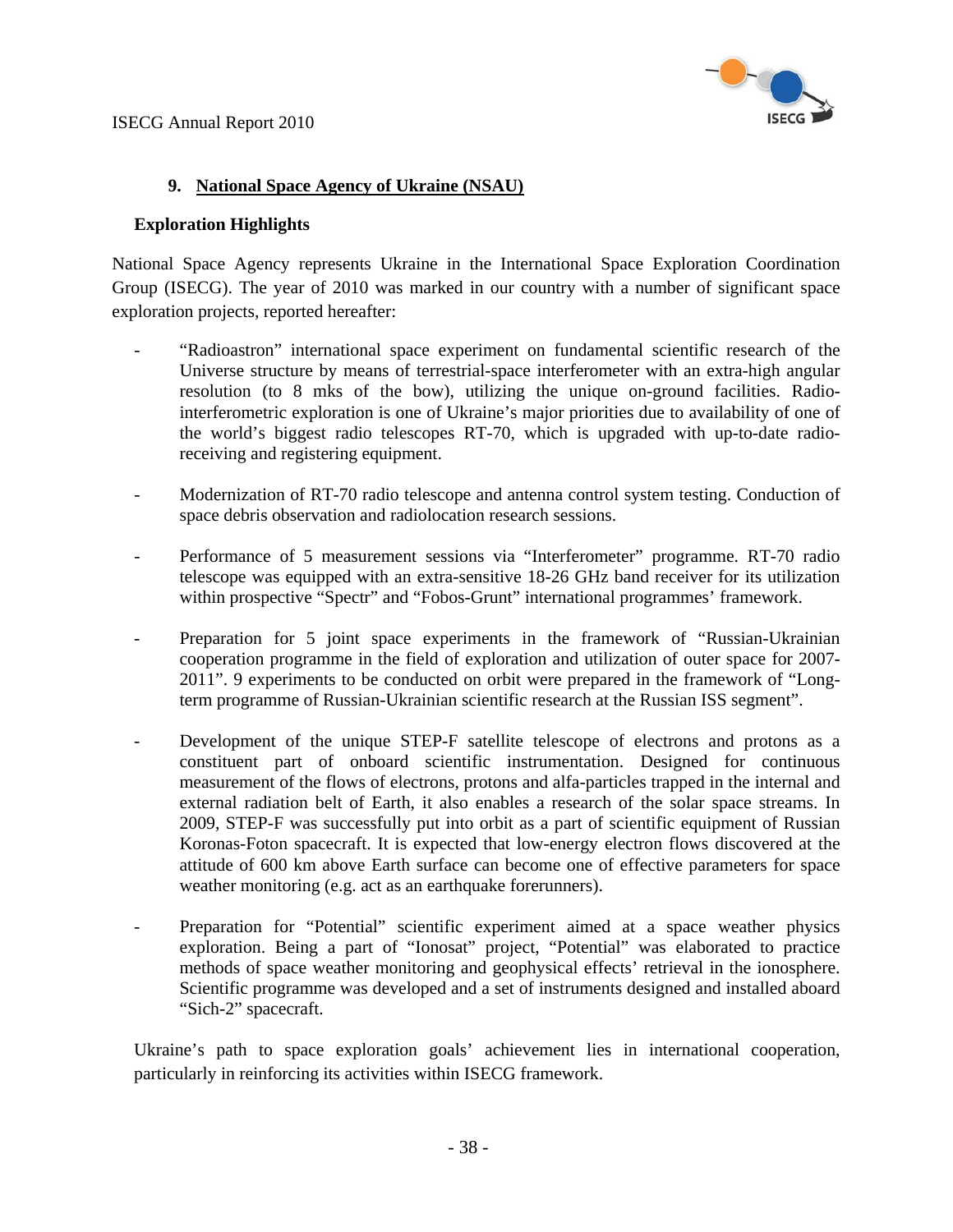## 9. National Space Agency of Ukraine (NSAU)

### Exploration Highlights

National Space Agency represents Ukraine in the International Space Exploration Coordination Group (ISECG). The year of 2010 was marked in our country with a number of significant space exploration projects, reported hereafter:

- "Radioastron" international space experiment on fundamental scientific research of the Universe structure by means of terrestrial-space interferometer with an extra-high angular resolution (to 8 mks of the bow), utilizing the unique on-ground facilities. Radio-interferometric exploration is one of Ukraine's major priorities due to availability of one of the world's biggest radio telescopes RT-70, which is upgraded with up-to-date radio-receiving and registering equipment.

- Modernization of RT-70 radio telescope and antenna control system testing. Conduction of space debris observation and radiolocation research sessions.

- Performance of 5 measurement sessions via "Interferometer" programme. RT-70 radio telescope was equipped with an extra-sensitive 18-26 GHz band receiver for its utilization within prospective "Spectr" and "Fobos-Grunt" international programmes' framework.

- Preparation for 5 joint space experiments in the framework of "Russian-Ukrainian cooperation programme in the field of exploration and utilization of outer space for 2007-2011". 9 experiments to be conducted on orbit were prepared in the framework of "Long-term programme of Russian-Ukrainian scientific research at the Russian ISS segment".

- Development of the unique STEP-F satellite telescope of electrons and protons as a constituent part of onboard scientific instrumentation. Designed for continuous measurement of the flows of electrons, protons and alfa-particles trapped in the internal and external radiation belt of Earth, it also enables a research of the solar space streams. In 2009, STEP-F was successfully put into orbit as a part of scientific equipment of Russian Koronas-Foton spacecraft. It is expected that low-energy electron flows discovered at the attitude of 600 km above Earth surface can become one of effective parameters for space weather monitoring (e.g. act as an earthquake forerunners).

- Preparation for "Potential" scientific experiment aimed at a space weather physics exploration. Being a part of "Ionosat" project, "Potential" was elaborated to practice methods of space weather monitoring and geophysical effects' retrieval in the ionosphere. Scientific programme was developed and a set of instruments designed and installed aboard "Sich-2" spacecraft.

Ukraine's path to space exploration goals' achievement lies in international cooperation, particularly in reinforcing its activities within ISECG framework.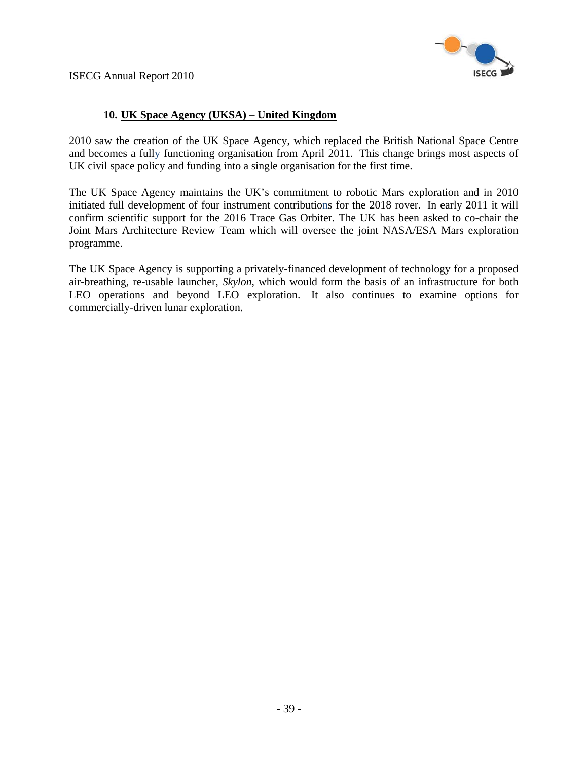## 10. UK Space Agency (UKSA) – United Kingdom

2010 saw the creation of the UK Space Agency, which replaced the British National Space Centre and becomes a fully functioning organisation from April 2011. This change brings most aspects of UK civil space policy and funding into a single organisation for the first time.

The UK Space Agency maintains the UK's commitment to robotic Mars exploration and in 2010 initiated full development of four instrument contributions for the 2018 rover. In early 2011 it will confirm scientific support for the 2016 Trace Gas Orbiter. The UK has been asked to co-chair the Joint Mars Architecture Review Team which will oversee the joint NASA/ESA Mars exploration programme.

The UK Space Agency is supporting a privately-financed development of technology for a proposed air-breathing, re-usable launcher, *Skylon*, which would form the basis of an infrastructure for both LEO operations and beyond LEO exploration. It also continues to examine options for commercially-driven lunar exploration.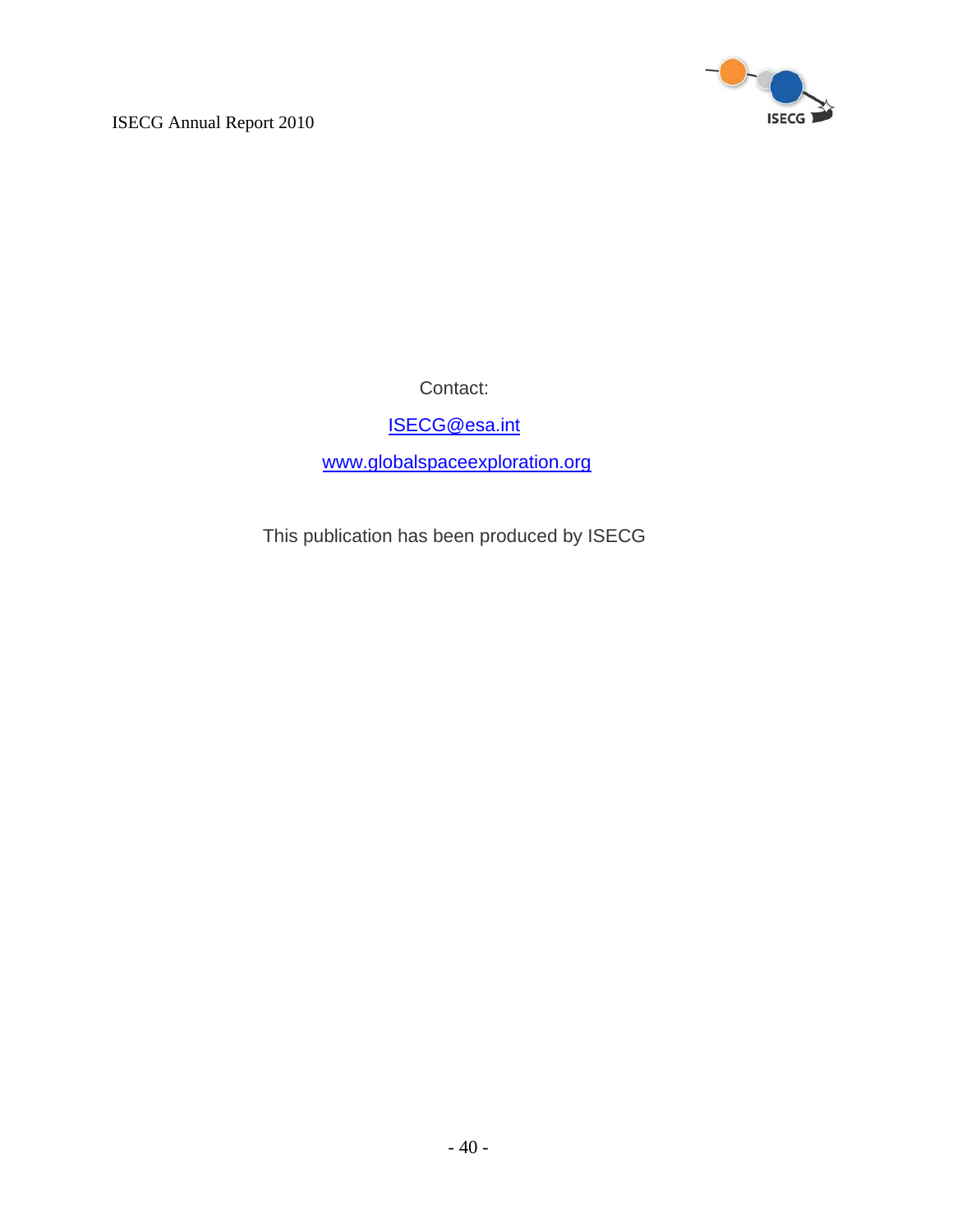Contact:

ISECG@esa.int

www.globalspaceexploration.org

This publication has been produced by ISECG